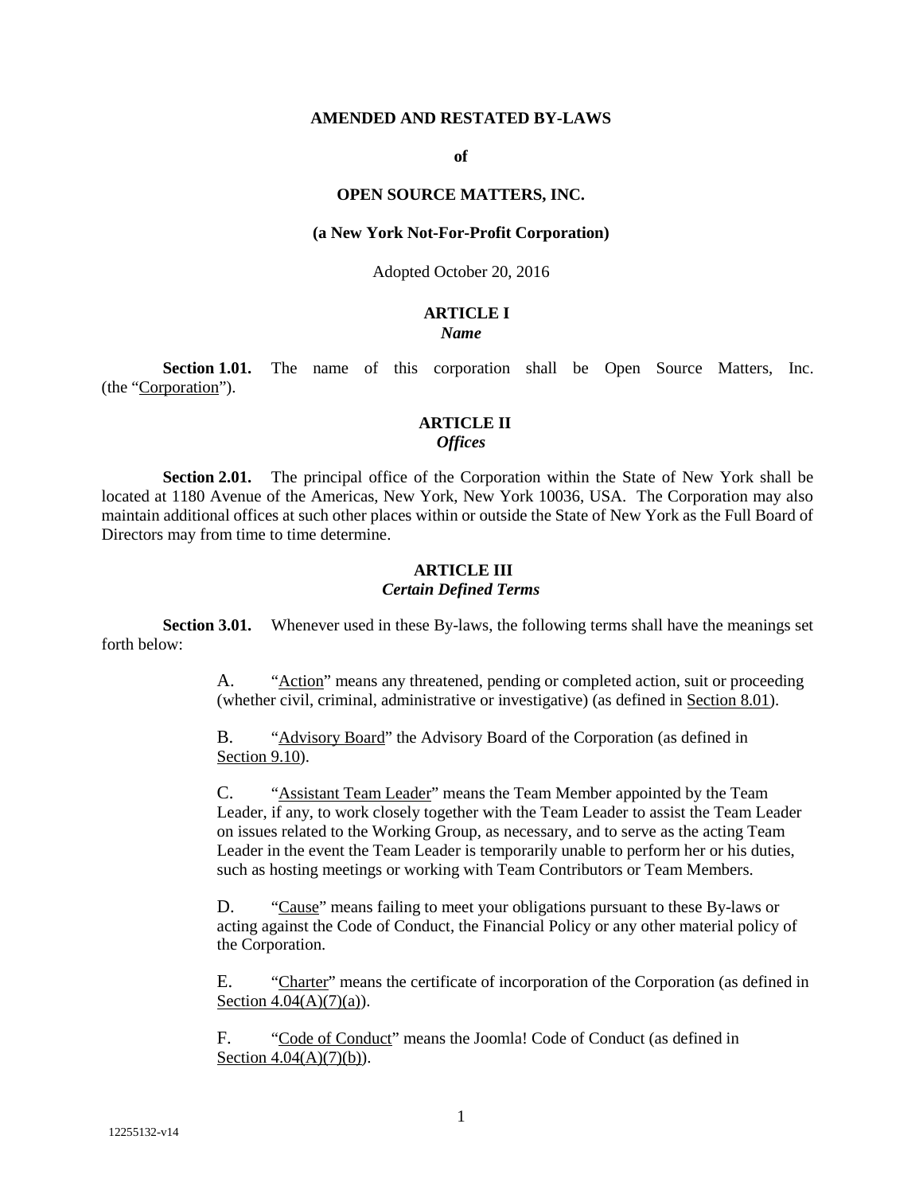# AMENDED AND RESTATED BY-LAWS

**of**

# OPEN SOURCE MATTERS, INC.

**(a New York Not-For-Profit Corporation)**

Adopted October 20, 2016

## ARTICLE I
### *Name*

**Section 1.01.** The name of this corporation shall be Open Source Matters, Inc. (the "Corporation").

## ARTICLE II
### *Offices*

**Section 2.01.** The principal office of the Corporation within the State of New York shall be located at 1180 Avenue of the Americas, New York, New York 10036, USA. The Corporation may also maintain additional offices at such other places within or outside the State of New York as the Full Board of Directors may from time to time determine.

## ARTICLE III
### *Certain Defined Terms*

**Section 3.01.** Whenever used in these By-laws, the following terms shall have the meanings set forth below:

A. "Action" means any threatened, pending or completed action, suit or proceeding (whether civil, criminal, administrative or investigative) (as defined in Section 8.01).

B. "Advisory Board" the Advisory Board of the Corporation (as defined in Section 9.10).

C. "Assistant Team Leader" means the Team Member appointed by the Team Leader, if any, to work closely together with the Team Leader to assist the Team Leader on issues related to the Working Group, as necessary, and to serve as the acting Team Leader in the event the Team Leader is temporarily unable to perform her or his duties, such as hosting meetings or working with Team Contributors or Team Members.

D. "Cause" means failing to meet your obligations pursuant to these By-laws or acting against the Code of Conduct, the Financial Policy or any other material policy of the Corporation.

E. "Charter" means the certificate of incorporation of the Corporation (as defined in Section 4.04(A)(7)(a)).

F. "Code of Conduct" means the Joomla! Code of Conduct (as defined in Section 4.04(A)(7)(b)).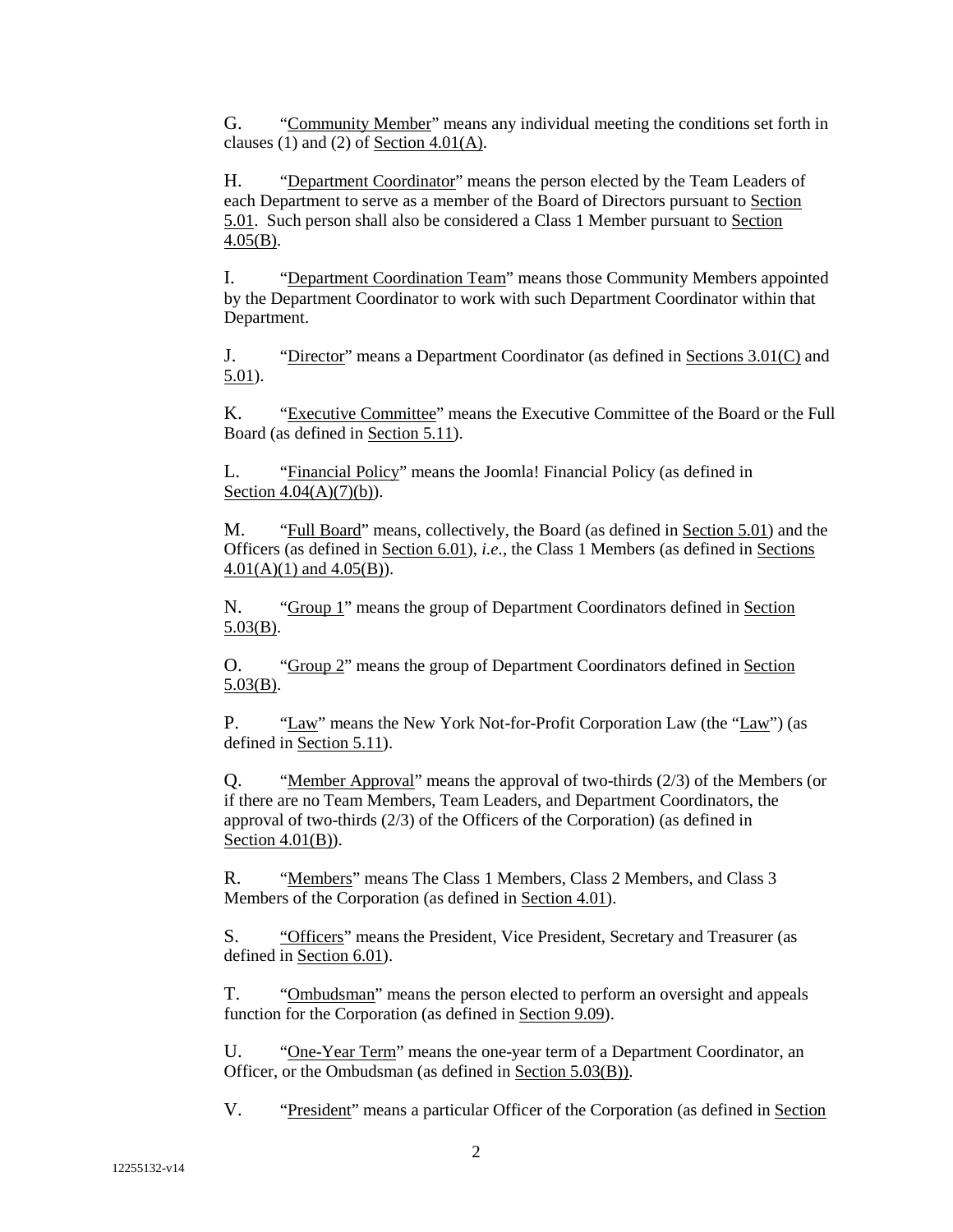G. "Community Member" means any individual meeting the conditions set forth in clauses (1) and (2) of Section 4.01(A).

H. "Department Coordinator" means the person elected by the Team Leaders of each Department to serve as a member of the Board of Directors pursuant to Section 5.01. Such person shall also be considered a Class 1 Member pursuant to Section 4.05(B).

I. "Department Coordination Team" means those Community Members appointed by the Department Coordinator to work with such Department Coordinator within that Department.

J. "Director" means a Department Coordinator (as defined in Sections 3.01(C) and 5.01).

K. "Executive Committee" means the Executive Committee of the Board or the Full Board (as defined in Section 5.11).

L. "Financial Policy" means the Joomla! Financial Policy (as defined in Section 4.04(A)(7)(b)).

M. "Full Board" means, collectively, the Board (as defined in Section 5.01) and the Officers (as defined in Section 6.01), *i.e.*, the Class 1 Members (as defined in Sections 4.01(A)(1) and 4.05(B)).

N. "Group 1" means the group of Department Coordinators defined in Section 5.03(B).

O. "Group 2" means the group of Department Coordinators defined in Section 5.03(B).

P. "Law" means the New York Not-for-Profit Corporation Law (the "Law") (as defined in Section 5.11).

Q. "Member Approval" means the approval of two-thirds (2/3) of the Members (or if there are no Team Members, Team Leaders, and Department Coordinators, the approval of two-thirds (2/3) of the Officers of the Corporation) (as defined in Section 4.01(B)).

R. "Members" means The Class 1 Members, Class 2 Members, and Class 3 Members of the Corporation (as defined in Section 4.01).

S. "Officers" means the President, Vice President, Secretary and Treasurer (as defined in Section 6.01).

T. "Ombudsman" means the person elected to perform an oversight and appeals function for the Corporation (as defined in Section 9.09).

U. "One-Year Term" means the one-year term of a Department Coordinator, an Officer, or the Ombudsman (as defined in Section 5.03(B)).

V. "President" means a particular Officer of the Corporation (as defined in Section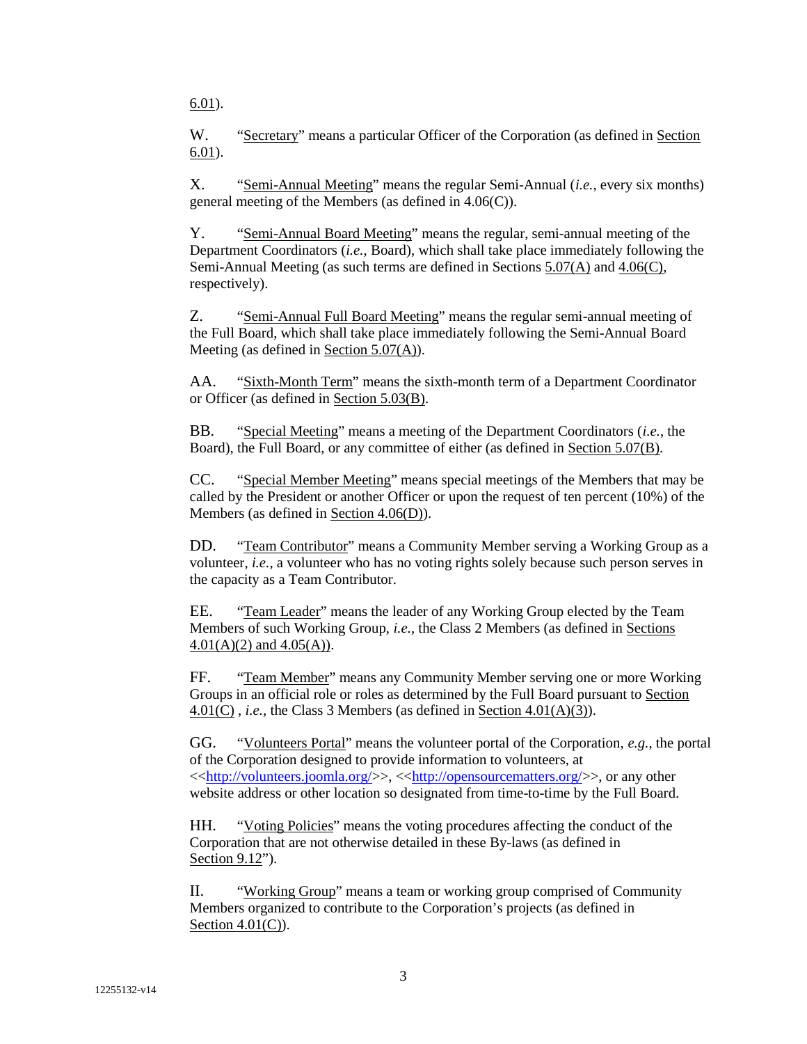6.01).

W. "Secretary" means a particular Officer of the Corporation (as defined in Section 6.01).

X. "Semi-Annual Meeting" means the regular Semi-Annual (*i.e.*, every six months) general meeting of the Members (as defined in 4.06(C)).

Y. "Semi-Annual Board Meeting" means the regular, semi-annual meeting of the Department Coordinators (*i.e.*, Board), which shall take place immediately following the Semi-Annual Meeting (as such terms are defined in Sections 5.07(A) and 4.06(C), respectively).

Z. "Semi-Annual Full Board Meeting" means the regular semi-annual meeting of the Full Board, which shall take place immediately following the Semi-Annual Board Meeting (as defined in Section 5.07(A)).

AA. "Sixth-Month Term" means the sixth-month term of a Department Coordinator or Officer (as defined in Section 5.03(B).

BB. "Special Meeting" means a meeting of the Department Coordinators (*i.e.*, the Board), the Full Board, or any committee of either (as defined in Section 5.07(B).

CC. "Special Member Meeting" means special meetings of the Members that may be called by the President or another Officer or upon the request of ten percent (10%) of the Members (as defined in Section 4.06(D)).

DD. "Team Contributor" means a Community Member serving a Working Group as a volunteer, *i.e.*, a volunteer who has no voting rights solely because such person serves in the capacity as a Team Contributor.

EE. "Team Leader" means the leader of any Working Group elected by the Team Members of such Working Group, *i.e.*, the Class 2 Members (as defined in Sections 4.01(A)(2) and 4.05(A)).

FF. "Team Member" means any Community Member serving one or more Working Groups in an official role or roles as determined by the Full Board pursuant to Section 4.01(C) , *i.e.*, the Class 3 Members (as defined in Section 4.01(A)(3)).

GG. "Volunteers Portal" means the volunteer portal of the Corporation, *e.g.*, the portal of the Corporation designed to provide information to volunteers, at <<http://volunteers.joomla.org/>>, <<http://opensourcematters.org/>>, or any other website address or other location so designated from time-to-time by the Full Board.

HH. "Voting Policies" means the voting procedures affecting the conduct of the Corporation that are not otherwise detailed in these By-laws (as defined in Section 9.12").

II. "Working Group" means a team or working group comprised of Community Members organized to contribute to the Corporation's projects (as defined in Section 4.01(C)).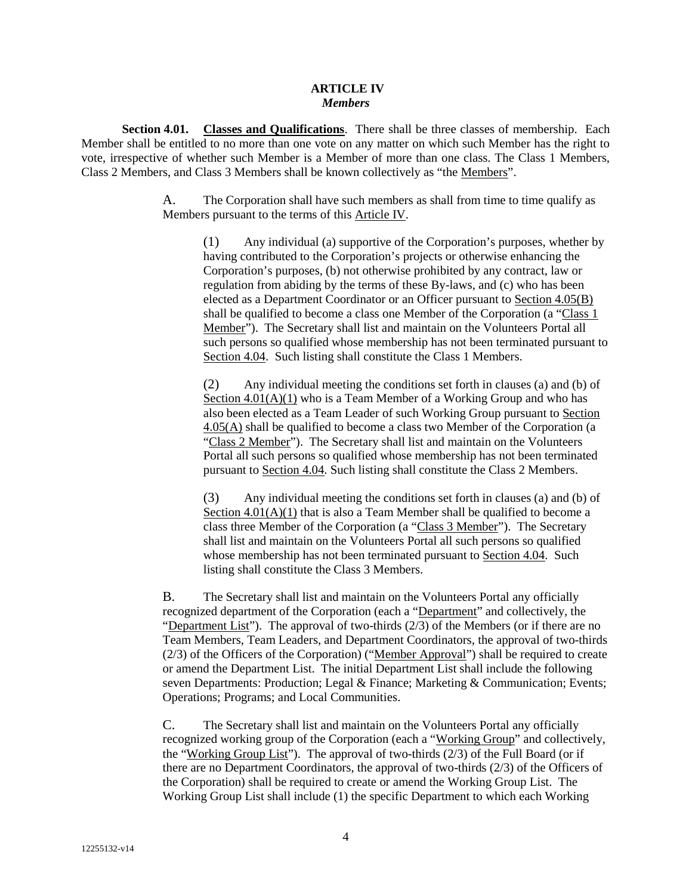# ARTICLE IV
## *Members*

**Section 4.01. Classes and Qualifications**. There shall be three classes of membership. Each Member shall be entitled to no more than one vote on any matter on which such Member has the right to vote, irrespective of whether such Member is a Member of more than one class. The Class 1 Members, Class 2 Members, and Class 3 Members shall be known collectively as "the Members".

A. The Corporation shall have such members as shall from time to time qualify as Members pursuant to the terms of this Article IV.

(1) Any individual (a) supportive of the Corporation's purposes, whether by having contributed to the Corporation's projects or otherwise enhancing the Corporation's purposes, (b) not otherwise prohibited by any contract, law or regulation from abiding by the terms of these By-laws, and (c) who has been elected as a Department Coordinator or an Officer pursuant to Section 4.05(B) shall be qualified to become a class one Member of the Corporation (a "Class 1 Member"). The Secretary shall list and maintain on the Volunteers Portal all such persons so qualified whose membership has not been terminated pursuant to Section 4.04. Such listing shall constitute the Class 1 Members.

(2) Any individual meeting the conditions set forth in clauses (a) and (b) of Section 4.01(A)(1) who is a Team Member of a Working Group and who has also been elected as a Team Leader of such Working Group pursuant to Section 4.05(A) shall be qualified to become a class two Member of the Corporation (a "Class 2 Member"). The Secretary shall list and maintain on the Volunteers Portal all such persons so qualified whose membership has not been terminated pursuant to Section 4.04. Such listing shall constitute the Class 2 Members.

(3) Any individual meeting the conditions set forth in clauses (a) and (b) of Section 4.01(A)(1) that is also a Team Member shall be qualified to become a class three Member of the Corporation (a "Class 3 Member"). The Secretary shall list and maintain on the Volunteers Portal all such persons so qualified whose membership has not been terminated pursuant to Section 4.04. Such listing shall constitute the Class 3 Members.

B. The Secretary shall list and maintain on the Volunteers Portal any officially recognized department of the Corporation (each a "Department" and collectively, the "Department List"). The approval of two-thirds (2/3) of the Members (or if there are no Team Members, Team Leaders, and Department Coordinators, the approval of two-thirds (2/3) of the Officers of the Corporation) ("Member Approval") shall be required to create or amend the Department List. The initial Department List shall include the following seven Departments: Production; Legal & Finance; Marketing & Communication; Events; Operations; Programs; and Local Communities.

C. The Secretary shall list and maintain on the Volunteers Portal any officially recognized working group of the Corporation (each a "Working Group" and collectively, the "Working Group List"). The approval of two-thirds (2/3) of the Full Board (or if there are no Department Coordinators, the approval of two-thirds (2/3) of the Officers of the Corporation) shall be required to create or amend the Working Group List. The Working Group List shall include (1) the specific Department to which each Working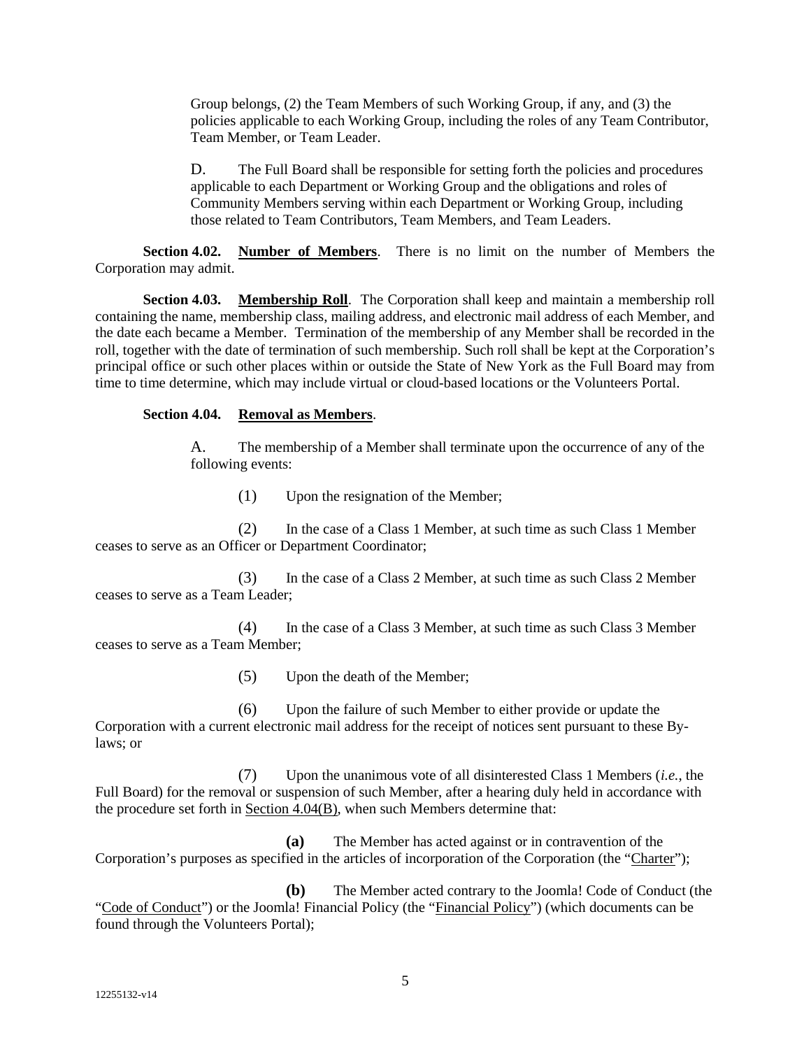Group belongs, (2) the Team Members of such Working Group, if any, and (3) the policies applicable to each Working Group, including the roles of any Team Contributor, Team Member, or Team Leader.

D. The Full Board shall be responsible for setting forth the policies and procedures applicable to each Department or Working Group and the obligations and roles of Community Members serving within each Department or Working Group, including those related to Team Contributors, Team Members, and Team Leaders.

**Section 4.02. Number of Members**. There is no limit on the number of Members the Corporation may admit.

**Section 4.03. Membership Roll**. The Corporation shall keep and maintain a membership roll containing the name, membership class, mailing address, and electronic mail address of each Member, and the date each became a Member. Termination of the membership of any Member shall be recorded in the roll, together with the date of termination of such membership. Such roll shall be kept at the Corporation's principal office or such other places within or outside the State of New York as the Full Board may from time to time determine, which may include virtual or cloud-based locations or the Volunteers Portal.

**Section 4.04. Removal as Members**.

A. The membership of a Member shall terminate upon the occurrence of any of the following events:

(1) Upon the resignation of the Member;

(2) In the case of a Class 1 Member, at such time as such Class 1 Member ceases to serve as an Officer or Department Coordinator;

(3) In the case of a Class 2 Member, at such time as such Class 2 Member ceases to serve as a Team Leader;

(4) In the case of a Class 3 Member, at such time as such Class 3 Member ceases to serve as a Team Member;

(5) Upon the death of the Member;

(6) Upon the failure of such Member to either provide or update the Corporation with a current electronic mail address for the receipt of notices sent pursuant to these By-laws; or

(7) Upon the unanimous vote of all disinterested Class 1 Members (*i.e.*, the Full Board) for the removal or suspension of such Member, after a hearing duly held in accordance with the procedure set forth in Section 4.04(B), when such Members determine that:

**(a)** The Member has acted against or in contravention of the Corporation's purposes as specified in the articles of incorporation of the Corporation (the "Charter");

**(b)** The Member acted contrary to the Joomla! Code of Conduct (the "Code of Conduct") or the Joomla! Financial Policy (the "Financial Policy") (which documents can be found through the Volunteers Portal);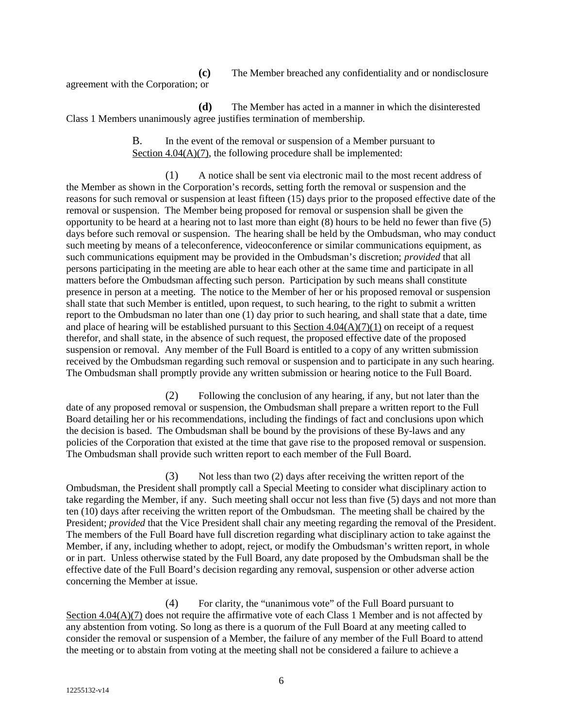**(c)** The Member breached any confidentiality and or nondisclosure agreement with the Corporation; or

**(d)** The Member has acted in a manner in which the disinterested Class 1 Members unanimously agree justifies termination of membership.

B. In the event of the removal or suspension of a Member pursuant to Section 4.04(A)(7), the following procedure shall be implemented:

(1) A notice shall be sent via electronic mail to the most recent address of the Member as shown in the Corporation's records, setting forth the removal or suspension and the reasons for such removal or suspension at least fifteen (15) days prior to the proposed effective date of the removal or suspension. The Member being proposed for removal or suspension shall be given the opportunity to be heard at a hearing not to last more than eight (8) hours to be held no fewer than five (5) days before such removal or suspension. The hearing shall be held by the Ombudsman, who may conduct such meeting by means of a teleconference, videoconference or similar communications equipment, as such communications equipment may be provided in the Ombudsman's discretion; *provided* that all persons participating in the meeting are able to hear each other at the same time and participate in all matters before the Ombudsman affecting such person. Participation by such means shall constitute presence in person at a meeting. The notice to the Member of her or his proposed removal or suspension shall state that such Member is entitled, upon request, to such hearing, to the right to submit a written report to the Ombudsman no later than one (1) day prior to such hearing, and shall state that a date, time and place of hearing will be established pursuant to this Section 4.04(A)(7)(1) on receipt of a request therefor, and shall state, in the absence of such request, the proposed effective date of the proposed suspension or removal. Any member of the Full Board is entitled to a copy of any written submission received by the Ombudsman regarding such removal or suspension and to participate in any such hearing. The Ombudsman shall promptly provide any written submission or hearing notice to the Full Board.

(2) Following the conclusion of any hearing, if any, but not later than the date of any proposed removal or suspension, the Ombudsman shall prepare a written report to the Full Board detailing her or his recommendations, including the findings of fact and conclusions upon which the decision is based. The Ombudsman shall be bound by the provisions of these By-laws and any policies of the Corporation that existed at the time that gave rise to the proposed removal or suspension. The Ombudsman shall provide such written report to each member of the Full Board.

(3) Not less than two (2) days after receiving the written report of the Ombudsman, the President shall promptly call a Special Meeting to consider what disciplinary action to take regarding the Member, if any. Such meeting shall occur not less than five (5) days and not more than ten (10) days after receiving the written report of the Ombudsman. The meeting shall be chaired by the President; *provided* that the Vice President shall chair any meeting regarding the removal of the President. The members of the Full Board have full discretion regarding what disciplinary action to take against the Member, if any, including whether to adopt, reject, or modify the Ombudsman's written report, in whole or in part. Unless otherwise stated by the Full Board, any date proposed by the Ombudsman shall be the effective date of the Full Board's decision regarding any removal, suspension or other adverse action concerning the Member at issue.

(4) For clarity, the "unanimous vote" of the Full Board pursuant to Section 4.04(A)(7) does not require the affirmative vote of each Class 1 Member and is not affected by any abstention from voting. So long as there is a quorum of the Full Board at any meeting called to consider the removal or suspension of a Member, the failure of any member of the Full Board to attend the meeting or to abstain from voting at the meeting shall not be considered a failure to achieve a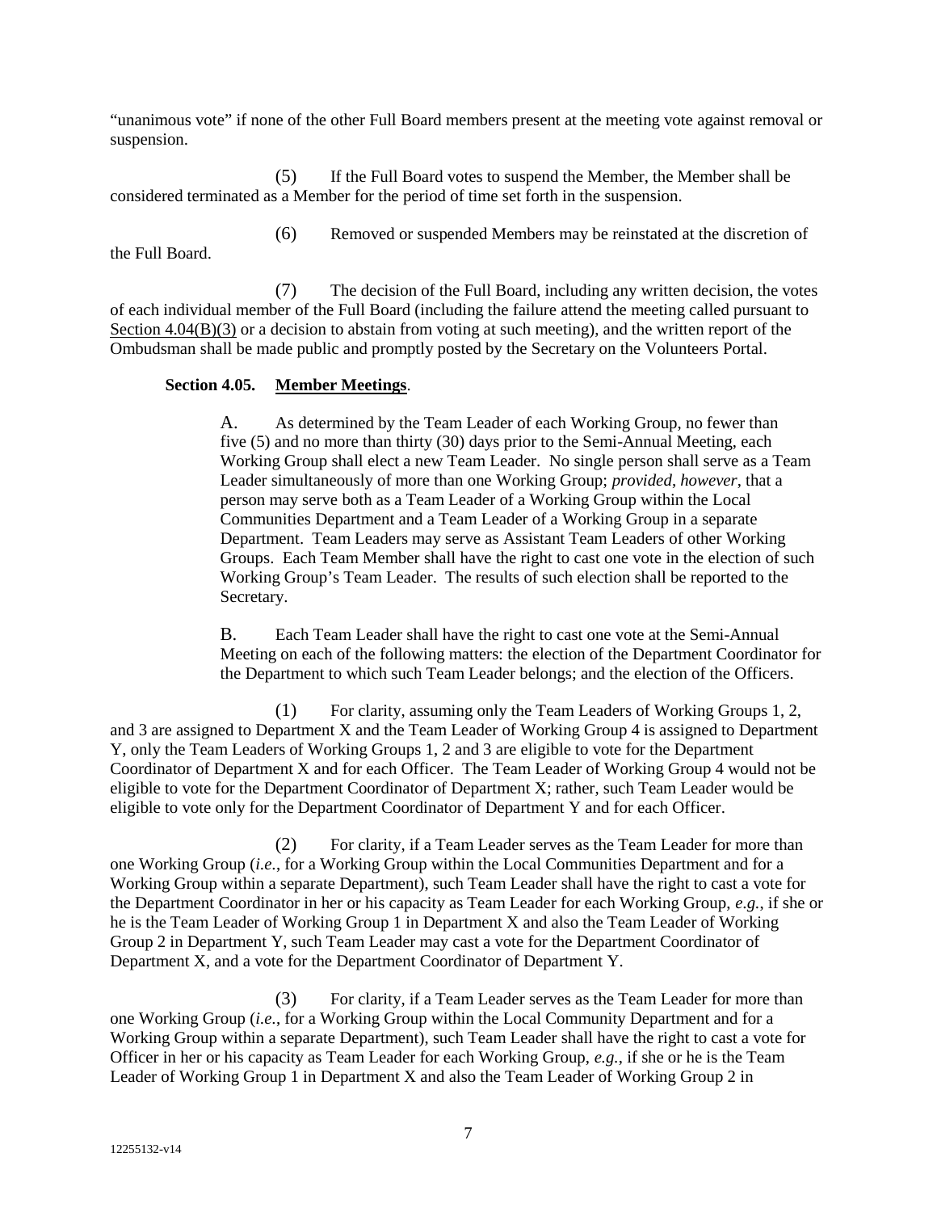"unanimous vote" if none of the other Full Board members present at the meeting vote against removal or suspension.

(5) If the Full Board votes to suspend the Member, the Member shall be considered terminated as a Member for the period of time set forth in the suspension.

(6) Removed or suspended Members may be reinstated at the discretion of the Full Board.

(7) The decision of the Full Board, including any written decision, the votes of each individual member of the Full Board (including the failure attend the meeting called pursuant to <u>Section 4.04(B)(3)</u> or a decision to abstain from voting at such meeting), and the written report of the Ombudsman shall be made public and promptly posted by the Secretary on the Volunteers Portal.

**Section 4.05. <u>Member Meetings</u>**.

A. As determined by the Team Leader of each Working Group, no fewer than five (5) and no more than thirty (30) days prior to the Semi-Annual Meeting, each Working Group shall elect a new Team Leader. No single person shall serve as a Team Leader simultaneously of more than one Working Group; *provided*, *however*, that a person may serve both as a Team Leader of a Working Group within the Local Communities Department and a Team Leader of a Working Group in a separate Department. Team Leaders may serve as Assistant Team Leaders of other Working Groups. Each Team Member shall have the right to cast one vote in the election of such Working Group's Team Leader. The results of such election shall be reported to the Secretary.

B. Each Team Leader shall have the right to cast one vote at the Semi-Annual Meeting on each of the following matters: the election of the Department Coordinator for the Department to which such Team Leader belongs; and the election of the Officers.

(1) For clarity, assuming only the Team Leaders of Working Groups 1, 2, and 3 are assigned to Department X and the Team Leader of Working Group 4 is assigned to Department Y, only the Team Leaders of Working Groups 1, 2 and 3 are eligible to vote for the Department Coordinator of Department X and for each Officer. The Team Leader of Working Group 4 would not be eligible to vote for the Department Coordinator of Department X; rather, such Team Leader would be eligible to vote only for the Department Coordinator of Department Y and for each Officer.

(2) For clarity, if a Team Leader serves as the Team Leader for more than one Working Group (*i.e.*, for a Working Group within the Local Communities Department and for a Working Group within a separate Department), such Team Leader shall have the right to cast a vote for the Department Coordinator in her or his capacity as Team Leader for each Working Group, *e.g.*, if she or he is the Team Leader of Working Group 1 in Department X and also the Team Leader of Working Group 2 in Department Y, such Team Leader may cast a vote for the Department Coordinator of Department X, and a vote for the Department Coordinator of Department Y.

(3) For clarity, if a Team Leader serves as the Team Leader for more than one Working Group (*i.e.*, for a Working Group within the Local Community Department and for a Working Group within a separate Department), such Team Leader shall have the right to cast a vote for Officer in her or his capacity as Team Leader for each Working Group, *e.g.*, if she or he is the Team Leader of Working Group 1 in Department X and also the Team Leader of Working Group 2 in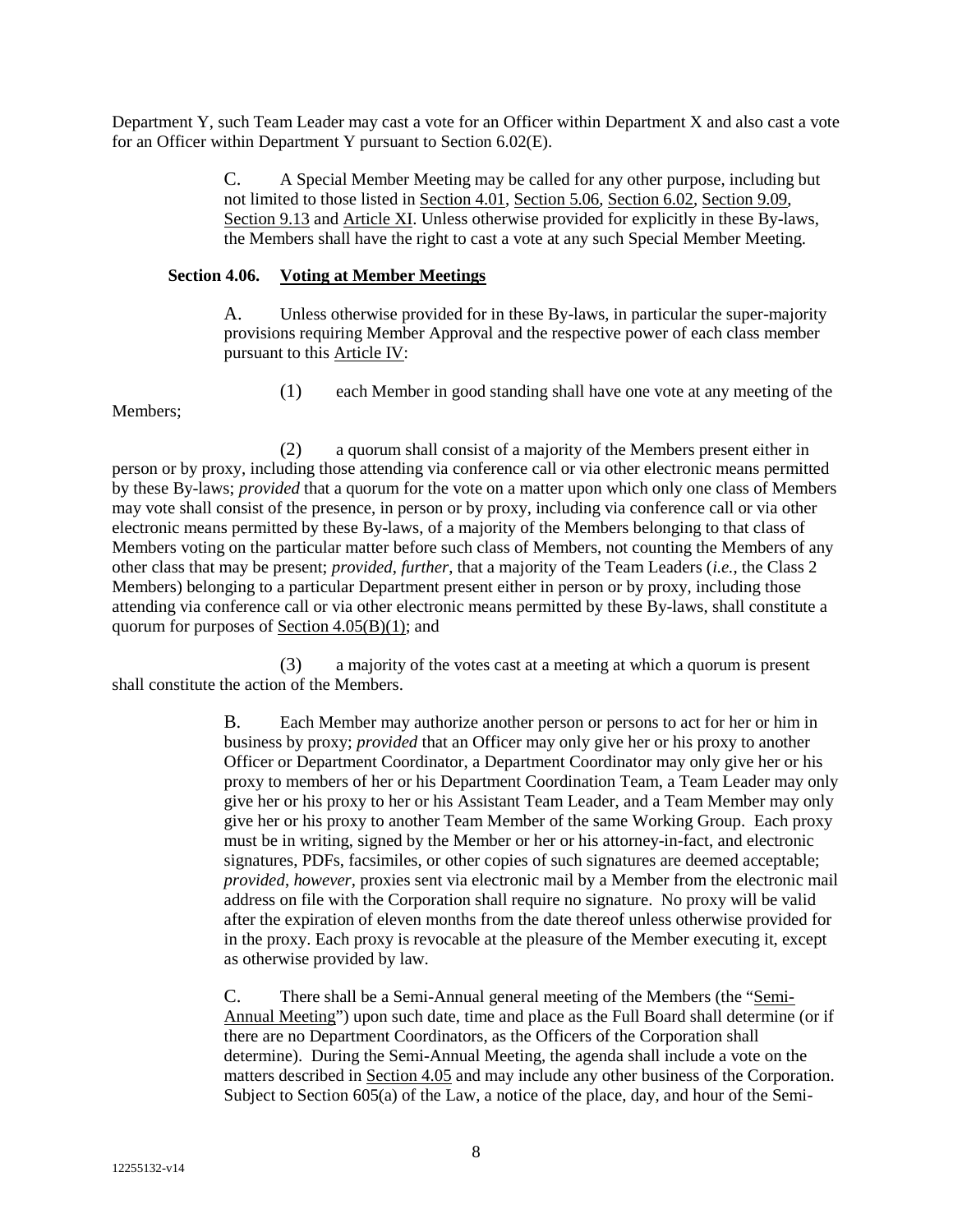Department Y, such Team Leader may cast a vote for an Officer within Department X and also cast a vote for an Officer within Department Y pursuant to Section 6.02(E).

C. A Special Member Meeting may be called for any other purpose, including but not limited to those listed in Section 4.01, Section 5.06, Section 6.02, Section 9.09, Section 9.13 and Article XI. Unless otherwise provided for explicitly in these By-laws, the Members shall have the right to cast a vote at any such Special Member Meeting.

**Section 4.06. Voting at Member Meetings**

A. Unless otherwise provided for in these By-laws, in particular the super-majority provisions requiring Member Approval and the respective power of each class member pursuant to this Article IV:

(1) each Member in good standing shall have one vote at any meeting of the Members;

(2) a quorum shall consist of a majority of the Members present either in person or by proxy, including those attending via conference call or via other electronic means permitted by these By-laws; *provided* that a quorum for the vote on a matter upon which only one class of Members may vote shall consist of the presence, in person or by proxy, including via conference call or via other electronic means permitted by these By-laws, of a majority of the Members belonging to that class of Members voting on the particular matter before such class of Members, not counting the Members of any other class that may be present; *provided*, *further*, that a majority of the Team Leaders (*i.e.*, the Class 2 Members) belonging to a particular Department present either in person or by proxy, including those attending via conference call or via other electronic means permitted by these By-laws, shall constitute a quorum for purposes of Section 4.05(B)(1); and

(3) a majority of the votes cast at a meeting at which a quorum is present shall constitute the action of the Members.

B. Each Member may authorize another person or persons to act for her or him in business by proxy; *provided* that an Officer may only give her or his proxy to another Officer or Department Coordinator, a Department Coordinator may only give her or his proxy to members of her or his Department Coordination Team, a Team Leader may only give her or his proxy to her or his Assistant Team Leader, and a Team Member may only give her or his proxy to another Team Member of the same Working Group. Each proxy must be in writing, signed by the Member or her or his attorney-in-fact, and electronic signatures, PDFs, facsimiles, or other copies of such signatures are deemed acceptable; *provided*, *however*, proxies sent via electronic mail by a Member from the electronic mail address on file with the Corporation shall require no signature. No proxy will be valid after the expiration of eleven months from the date thereof unless otherwise provided for in the proxy. Each proxy is revocable at the pleasure of the Member executing it, except as otherwise provided by law.

C. There shall be a Semi-Annual general meeting of the Members (the "Semi-Annual Meeting") upon such date, time and place as the Full Board shall determine (or if there are no Department Coordinators, as the Officers of the Corporation shall determine). During the Semi-Annual Meeting, the agenda shall include a vote on the matters described in Section 4.05 and may include any other business of the Corporation. Subject to Section 605(a) of the Law, a notice of the place, day, and hour of the Semi-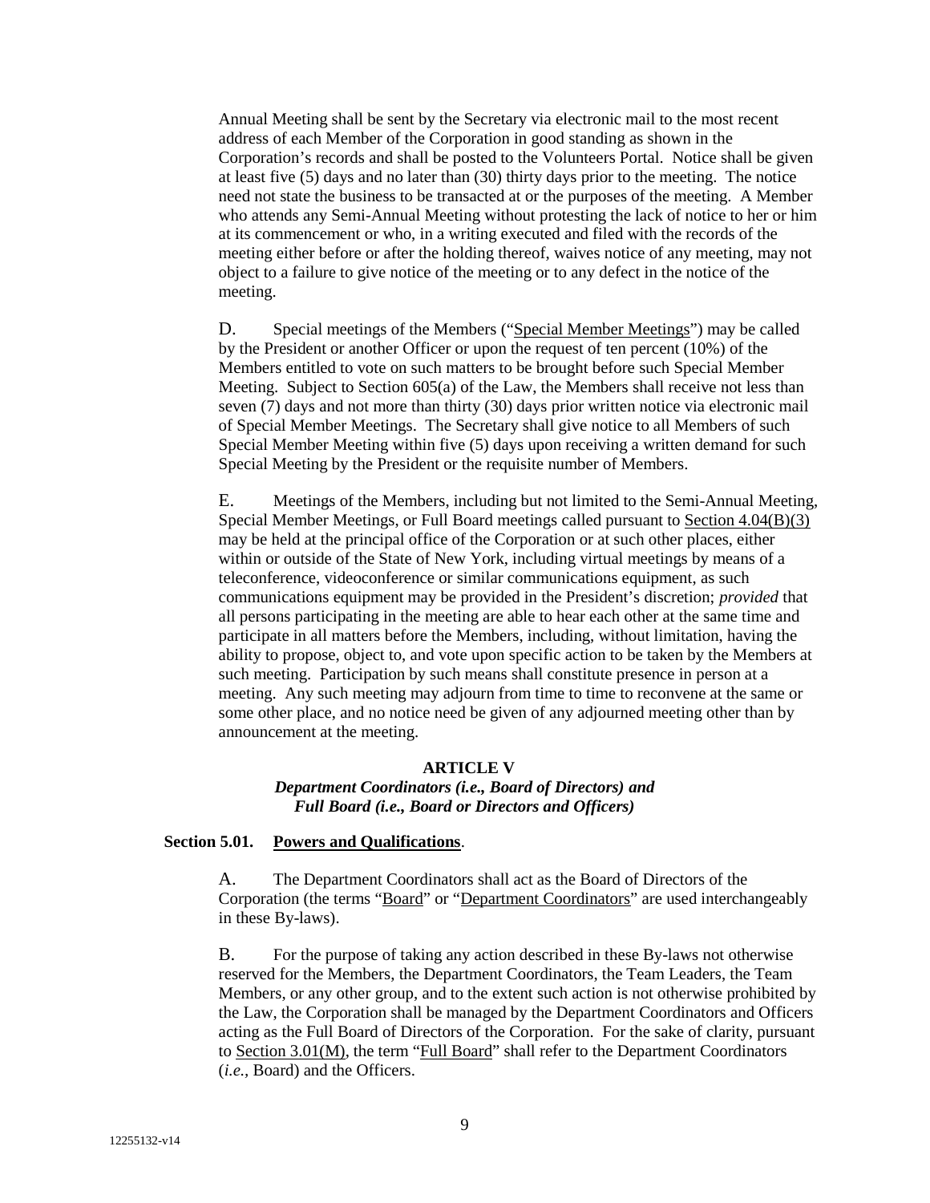Annual Meeting shall be sent by the Secretary via electronic mail to the most recent address of each Member of the Corporation in good standing as shown in the Corporation's records and shall be posted to the Volunteers Portal. Notice shall be given at least five (5) days and no later than (30) thirty days prior to the meeting. The notice need not state the business to be transacted at or the purposes of the meeting. A Member who attends any Semi-Annual Meeting without protesting the lack of notice to her or him at its commencement or who, in a writing executed and filed with the records of the meeting either before or after the holding thereof, waives notice of any meeting, may not object to a failure to give notice of the meeting or to any defect in the notice of the meeting.

D. Special meetings of the Members ("Special Member Meetings") may be called by the President or another Officer or upon the request of ten percent (10%) of the Members entitled to vote on such matters to be brought before such Special Member Meeting. Subject to Section 605(a) of the Law, the Members shall receive not less than seven (7) days and not more than thirty (30) days prior written notice via electronic mail of Special Member Meetings. The Secretary shall give notice to all Members of such Special Member Meeting within five (5) days upon receiving a written demand for such Special Meeting by the President or the requisite number of Members.

E. Meetings of the Members, including but not limited to the Semi-Annual Meeting, Special Member Meetings, or Full Board meetings called pursuant to Section 4.04(B)(3) may be held at the principal office of the Corporation or at such other places, either within or outside of the State of New York, including virtual meetings by means of a teleconference, videoconference or similar communications equipment, as such communications equipment may be provided in the President's discretion; *provided* that all persons participating in the meeting are able to hear each other at the same time and participate in all matters before the Members, including, without limitation, having the ability to propose, object to, and vote upon specific action to be taken by the Members at such meeting. Participation by such means shall constitute presence in person at a meeting. Any such meeting may adjourn from time to time to reconvene at the same or some other place, and no notice need be given of any adjourned meeting other than by announcement at the meeting.

## ARTICLE V
### *Department Coordinators (i.e., Board of Directors) and Full Board (i.e., Board or Directors and Officers)*

**Section 5.01. Powers and Qualifications**.

A. The Department Coordinators shall act as the Board of Directors of the Corporation (the terms "Board" or "Department Coordinators" are used interchangeably in these By-laws).

B. For the purpose of taking any action described in these By-laws not otherwise reserved for the Members, the Department Coordinators, the Team Leaders, the Team Members, or any other group, and to the extent such action is not otherwise prohibited by the Law, the Corporation shall be managed by the Department Coordinators and Officers acting as the Full Board of Directors of the Corporation. For the sake of clarity, pursuant to Section 3.01(M), the term "Full Board" shall refer to the Department Coordinators (*i.e.,* Board) and the Officers.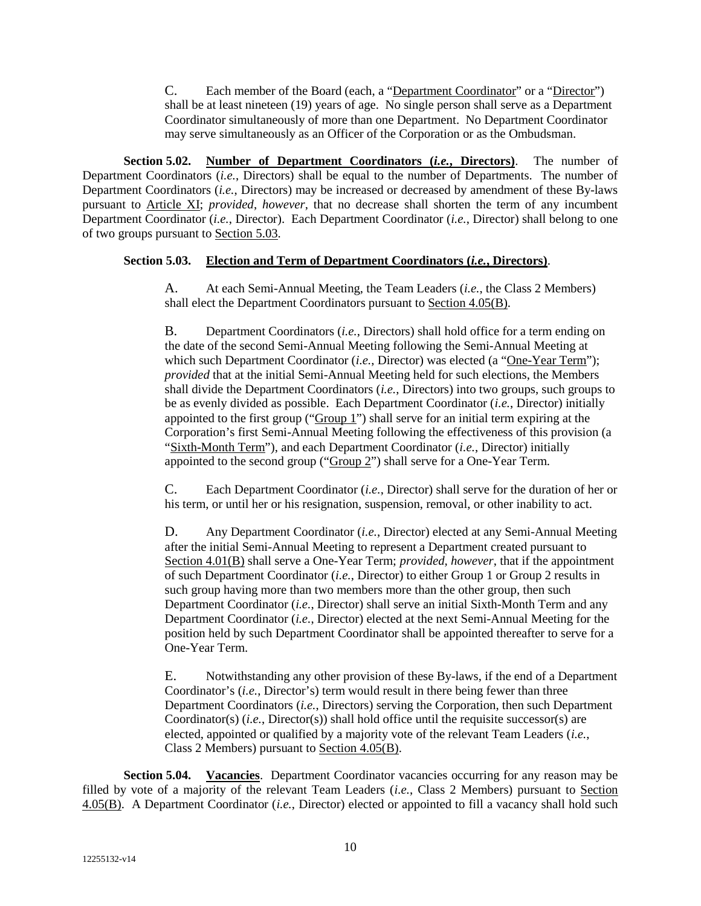C. Each member of the Board (each, a "Department Coordinator" or a "Director") shall be at least nineteen (19) years of age. No single person shall serve as a Department Coordinator simultaneously of more than one Department. No Department Coordinator may serve simultaneously as an Officer of the Corporation or as the Ombudsman.

**Section 5.02. Number of Department Coordinators (*i.e.*, Directors)**. The number of Department Coordinators (*i.e.*, Directors) shall be equal to the number of Departments. The number of Department Coordinators (*i.e.*, Directors) may be increased or decreased by amendment of these By-laws pursuant to Article XI; *provided*, *however*, that no decrease shall shorten the term of any incumbent Department Coordinator (*i.e.*, Director). Each Department Coordinator (*i.e.*, Director) shall belong to one of two groups pursuant to Section 5.03.

**Section 5.03. Election and Term of Department Coordinators (*i.e.*, Directors)**.

A. At each Semi-Annual Meeting, the Team Leaders (*i.e.*, the Class 2 Members) shall elect the Department Coordinators pursuant to Section 4.05(B).

B. Department Coordinators (*i.e.*, Directors) shall hold office for a term ending on the date of the second Semi-Annual Meeting following the Semi-Annual Meeting at which such Department Coordinator (*i.e.*, Director) was elected (a "One-Year Term"); *provided* that at the initial Semi-Annual Meeting held for such elections, the Members shall divide the Department Coordinators (*i.e.*, Directors) into two groups, such groups to be as evenly divided as possible. Each Department Coordinator (*i.e.*, Director) initially appointed to the first group ("Group 1") shall serve for an initial term expiring at the Corporation's first Semi-Annual Meeting following the effectiveness of this provision (a "Sixth-Month Term"), and each Department Coordinator (*i.e.*, Director) initially appointed to the second group ("Group 2") shall serve for a One-Year Term.

C. Each Department Coordinator (*i.e.*, Director) shall serve for the duration of her or his term, or until her or his resignation, suspension, removal, or other inability to act.

D. Any Department Coordinator (*i.e.*, Director) elected at any Semi-Annual Meeting after the initial Semi-Annual Meeting to represent a Department created pursuant to Section 4.01(B) shall serve a One-Year Term; *provided*, *however*, that if the appointment of such Department Coordinator (*i.e.*, Director) to either Group 1 or Group 2 results in such group having more than two members more than the other group, then such Department Coordinator (*i.e.*, Director) shall serve an initial Sixth-Month Term and any Department Coordinator (*i.e.*, Director) elected at the next Semi-Annual Meeting for the position held by such Department Coordinator shall be appointed thereafter to serve for a One-Year Term.

E. Notwithstanding any other provision of these By-laws, if the end of a Department Coordinator's (*i.e.*, Director's) term would result in there being fewer than three Department Coordinators (*i.e.*, Directors) serving the Corporation, then such Department Coordinator(s) (*i.e.*, Director(s)) shall hold office until the requisite successor(s) are elected, appointed or qualified by a majority vote of the relevant Team Leaders (*i.e.*, Class 2 Members) pursuant to Section 4.05(B).

**Section 5.04. Vacancies**. Department Coordinator vacancies occurring for any reason may be filled by vote of a majority of the relevant Team Leaders (*i.e.*, Class 2 Members) pursuant to Section 4.05(B). A Department Coordinator (*i.e.*, Director) elected or appointed to fill a vacancy shall hold such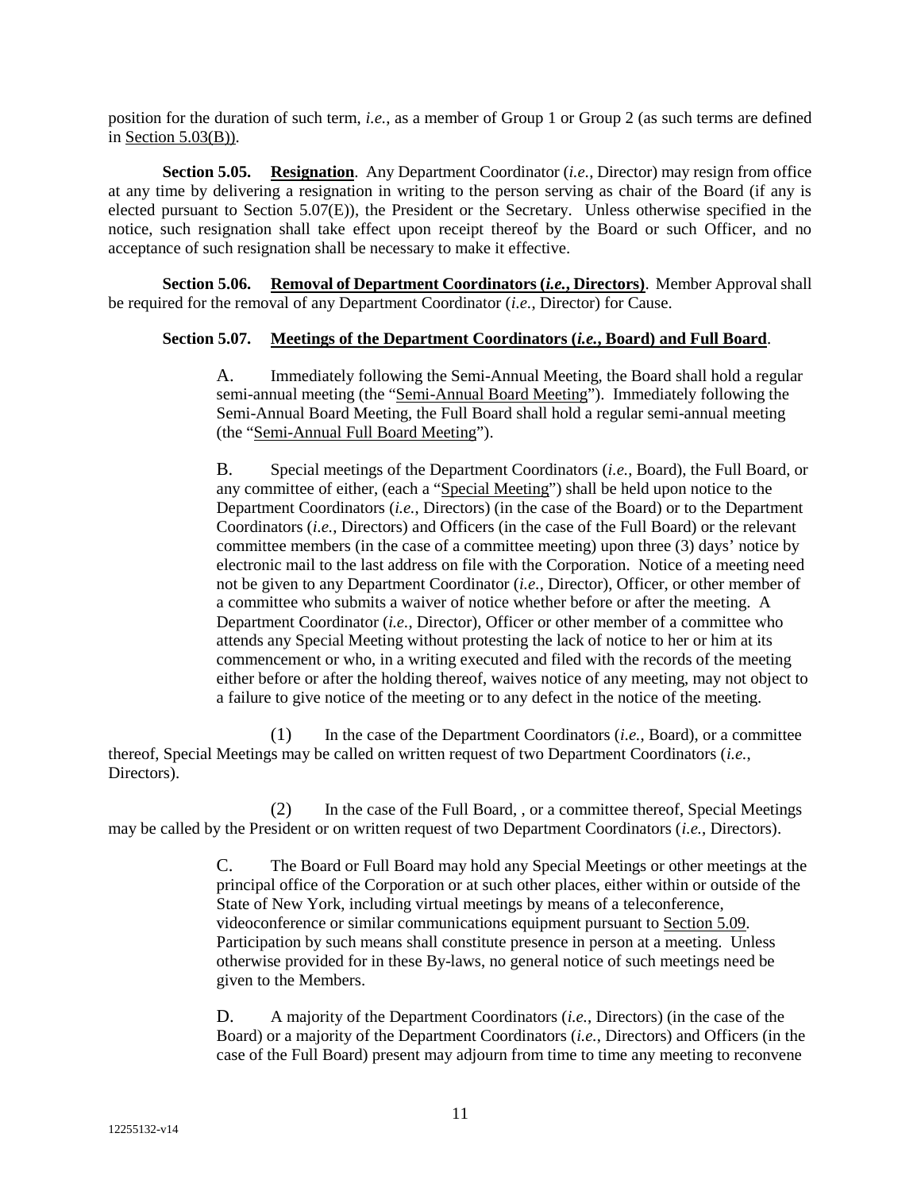position for the duration of such term, *i.e.*, as a member of Group 1 or Group 2 (as such terms are defined in Section 5.03(B)).

**Section 5.05. Resignation**. Any Department Coordinator (*i.e.*, Director) may resign from office at any time by delivering a resignation in writing to the person serving as chair of the Board (if any is elected pursuant to Section 5.07(E)), the President or the Secretary. Unless otherwise specified in the notice, such resignation shall take effect upon receipt thereof by the Board or such Officer, and no acceptance of such resignation shall be necessary to make it effective.

**Section 5.06. Removal of Department Coordinators (*i.e.*, Directors)**. Member Approval shall be required for the removal of any Department Coordinator (*i.e.*, Director) for Cause.

**Section 5.07. Meetings of the Department Coordinators (*i.e.*, Board) and Full Board**.

A. Immediately following the Semi-Annual Meeting, the Board shall hold a regular semi-annual meeting (the "Semi-Annual Board Meeting"). Immediately following the Semi-Annual Board Meeting, the Full Board shall hold a regular semi-annual meeting (the "Semi-Annual Full Board Meeting").

B. Special meetings of the Department Coordinators (*i.e.*, Board), the Full Board, or any committee of either, (each a "Special Meeting") shall be held upon notice to the Department Coordinators (*i.e.*, Directors) (in the case of the Board) or to the Department Coordinators (*i.e.*, Directors) and Officers (in the case of the Full Board) or the relevant committee members (in the case of a committee meeting) upon three (3) days' notice by electronic mail to the last address on file with the Corporation. Notice of a meeting need not be given to any Department Coordinator (*i.e.*, Director), Officer, or other member of a committee who submits a waiver of notice whether before or after the meeting. A Department Coordinator (*i.e.*, Director), Officer or other member of a committee who attends any Special Meeting without protesting the lack of notice to her or him at its commencement or who, in a writing executed and filed with the records of the meeting either before or after the holding thereof, waives notice of any meeting, may not object to a failure to give notice of the meeting or to any defect in the notice of the meeting.

(1) In the case of the Department Coordinators (*i.e.*, Board), or a committee thereof, Special Meetings may be called on written request of two Department Coordinators (*i.e.*, Directors).

(2) In the case of the Full Board, , or a committee thereof, Special Meetings may be called by the President or on written request of two Department Coordinators (*i.e.*, Directors).

C. The Board or Full Board may hold any Special Meetings or other meetings at the principal office of the Corporation or at such other places, either within or outside of the State of New York, including virtual meetings by means of a teleconference, videoconference or similar communications equipment pursuant to Section 5.09. Participation by such means shall constitute presence in person at a meeting. Unless otherwise provided for in these By-laws, no general notice of such meetings need be given to the Members.

D. A majority of the Department Coordinators (*i.e.*, Directors) (in the case of the Board) or a majority of the Department Coordinators (*i.e.*, Directors) and Officers (in the case of the Full Board) present may adjourn from time to time any meeting to reconvene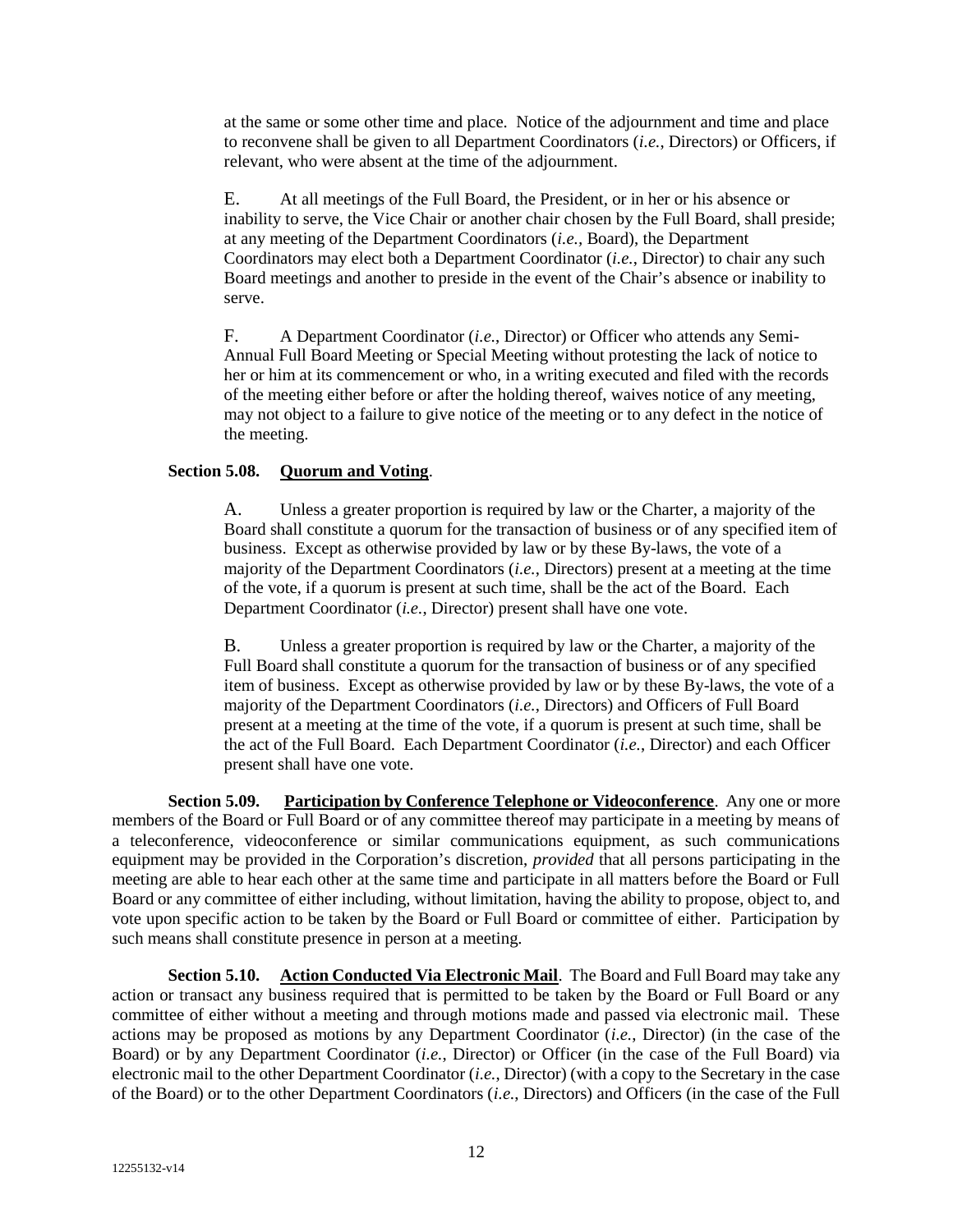at the same or some other time and place. Notice of the adjournment and time and place to reconvene shall be given to all Department Coordinators (*i.e.*, Directors) or Officers, if relevant, who were absent at the time of the adjournment.

E. At all meetings of the Full Board, the President, or in her or his absence or inability to serve, the Vice Chair or another chair chosen by the Full Board, shall preside; at any meeting of the Department Coordinators (*i.e.,* Board), the Department Coordinators may elect both a Department Coordinator (*i.e.*, Director) to chair any such Board meetings and another to preside in the event of the Chair's absence or inability to serve.

F. A Department Coordinator (*i.e.*, Director) or Officer who attends any Semi-Annual Full Board Meeting or Special Meeting without protesting the lack of notice to her or him at its commencement or who, in a writing executed and filed with the records of the meeting either before or after the holding thereof, waives notice of any meeting, may not object to a failure to give notice of the meeting or to any defect in the notice of the meeting.

**Section 5.08. Quorum and Voting**.

A. Unless a greater proportion is required by law or the Charter, a majority of the Board shall constitute a quorum for the transaction of business or of any specified item of business. Except as otherwise provided by law or by these By-laws, the vote of a majority of the Department Coordinators (*i.e.*, Directors) present at a meeting at the time of the vote, if a quorum is present at such time, shall be the act of the Board. Each Department Coordinator (*i.e.*, Director) present shall have one vote.

B. Unless a greater proportion is required by law or the Charter, a majority of the Full Board shall constitute a quorum for the transaction of business or of any specified item of business. Except as otherwise provided by law or by these By-laws, the vote of a majority of the Department Coordinators (*i.e.*, Directors) and Officers of Full Board present at a meeting at the time of the vote, if a quorum is present at such time, shall be the act of the Full Board. Each Department Coordinator (*i.e.*, Director) and each Officer present shall have one vote.

**Section 5.09. Participation by Conference Telephone or Videoconference**. Any one or more members of the Board or Full Board or of any committee thereof may participate in a meeting by means of a teleconference, videoconference or similar communications equipment, as such communications equipment may be provided in the Corporation's discretion, *provided* that all persons participating in the meeting are able to hear each other at the same time and participate in all matters before the Board or Full Board or any committee of either including, without limitation, having the ability to propose, object to, and vote upon specific action to be taken by the Board or Full Board or committee of either. Participation by such means shall constitute presence in person at a meeting.

**Section 5.10. Action Conducted Via Electronic Mail**. The Board and Full Board may take any action or transact any business required that is permitted to be taken by the Board or Full Board or any committee of either without a meeting and through motions made and passed via electronic mail. These actions may be proposed as motions by any Department Coordinator (*i.e.*, Director) (in the case of the Board) or by any Department Coordinator (*i.e.*, Director) or Officer (in the case of the Full Board) via electronic mail to the other Department Coordinator (*i.e.*, Director) (with a copy to the Secretary in the case of the Board) or to the other Department Coordinators (*i.e.*, Directors) and Officers (in the case of the Full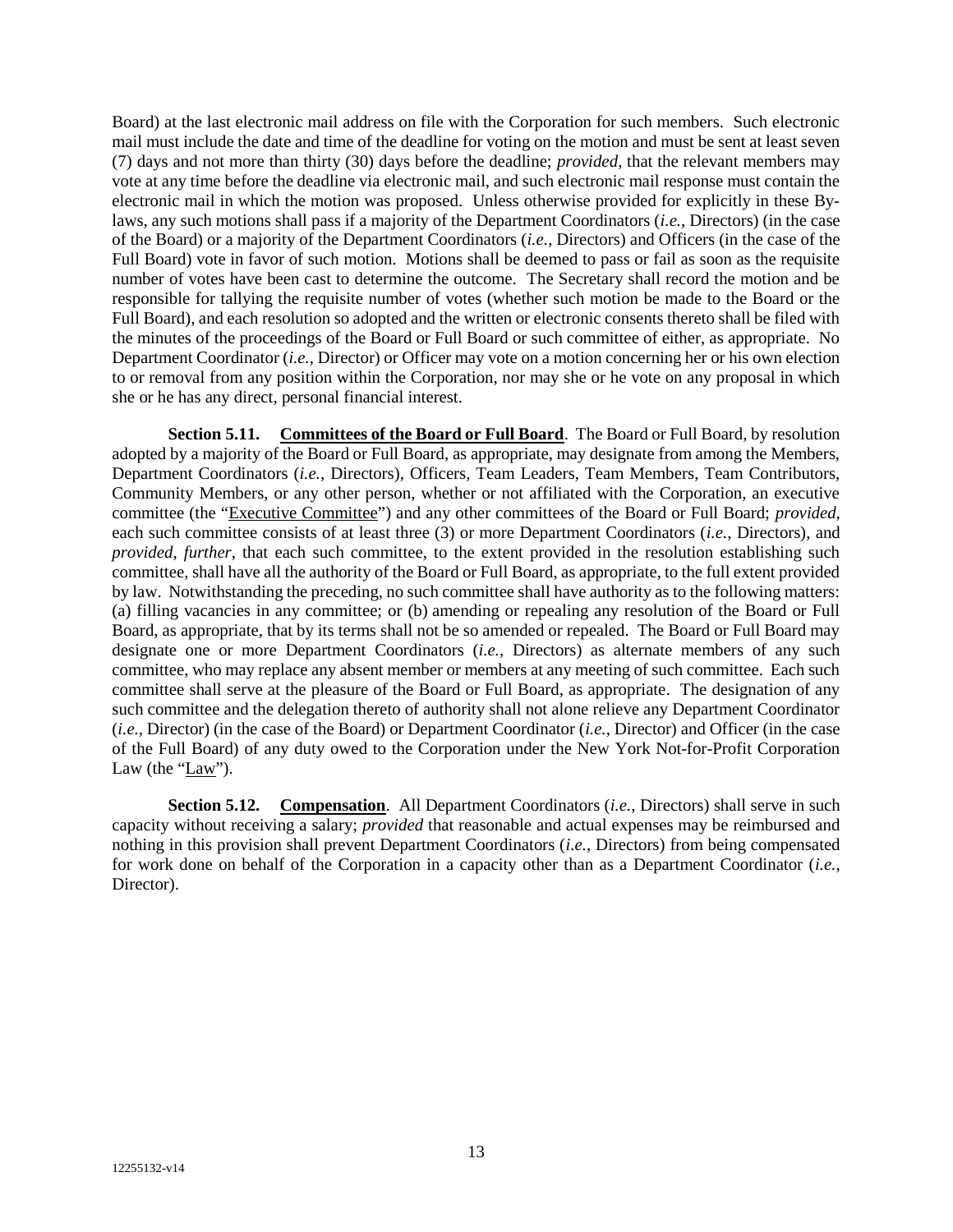Board) at the last electronic mail address on file with the Corporation for such members. Such electronic mail must include the date and time of the deadline for voting on the motion and must be sent at least seven (7) days and not more than thirty (30) days before the deadline; *provided*, that the relevant members may vote at any time before the deadline via electronic mail, and such electronic mail response must contain the electronic mail in which the motion was proposed. Unless otherwise provided for explicitly in these By-laws, any such motions shall pass if a majority of the Department Coordinators (*i.e.*, Directors) (in the case of the Board) or a majority of the Department Coordinators (*i.e.*, Directors) and Officers (in the case of the Full Board) vote in favor of such motion. Motions shall be deemed to pass or fail as soon as the requisite number of votes have been cast to determine the outcome. The Secretary shall record the motion and be responsible for tallying the requisite number of votes (whether such motion be made to the Board or the Full Board), and each resolution so adopted and the written or electronic consents thereto shall be filed with the minutes of the proceedings of the Board or Full Board or such committee of either, as appropriate. No Department Coordinator (*i.e.*, Director) or Officer may vote on a motion concerning her or his own election to or removal from any position within the Corporation, nor may she or he vote on any proposal in which she or he has any direct, personal financial interest.

**Section 5.11. <u>Committees of the Board or Full Board</u>**. The Board or Full Board, by resolution adopted by a majority of the Board or Full Board, as appropriate, may designate from among the Members, Department Coordinators (*i.e.*, Directors), Officers, Team Leaders, Team Members, Team Contributors, Community Members, or any other person, whether or not affiliated with the Corporation, an executive committee (the "<u>Executive Committee</u>") and any other committees of the Board or Full Board; *provided*, each such committee consists of at least three (3) or more Department Coordinators (*i.e.*, Directors), and *provided*, *further*, that each such committee, to the extent provided in the resolution establishing such committee, shall have all the authority of the Board or Full Board, as appropriate, to the full extent provided by law. Notwithstanding the preceding, no such committee shall have authority as to the following matters: (a) filling vacancies in any committee; or (b) amending or repealing any resolution of the Board or Full Board, as appropriate, that by its terms shall not be so amended or repealed. The Board or Full Board may designate one or more Department Coordinators (*i.e.*, Directors) as alternate members of any such committee, who may replace any absent member or members at any meeting of such committee. Each such committee shall serve at the pleasure of the Board or Full Board, as appropriate. The designation of any such committee and the delegation thereto of authority shall not alone relieve any Department Coordinator (*i.e.*, Director) (in the case of the Board) or Department Coordinator (*i.e.*, Director) and Officer (in the case of the Full Board) of any duty owed to the Corporation under the New York Not-for-Profit Corporation Law (the "<u>Law</u>").

**Section 5.12. <u>Compensation</u>**. All Department Coordinators (*i.e.*, Directors) shall serve in such capacity without receiving a salary; *provided* that reasonable and actual expenses may be reimbursed and nothing in this provision shall prevent Department Coordinators (*i.e.*, Directors) from being compensated for work done on behalf of the Corporation in a capacity other than as a Department Coordinator (*i.e.*, Director).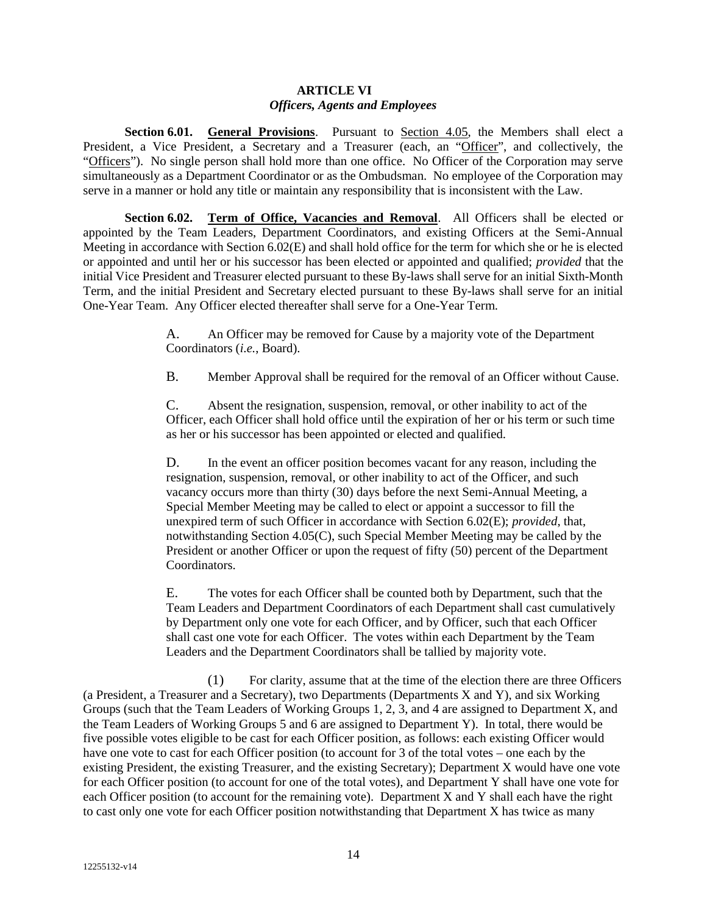## ARTICLE VI
### *Officers, Agents and Employees*

**Section 6.01. General Provisions**. Pursuant to Section 4.05, the Members shall elect a President, a Vice President, a Secretary and a Treasurer (each, an "Officer", and collectively, the "Officers"). No single person shall hold more than one office. No Officer of the Corporation may serve simultaneously as a Department Coordinator or as the Ombudsman. No employee of the Corporation may serve in a manner or hold any title or maintain any responsibility that is inconsistent with the Law.

**Section 6.02. Term of Office, Vacancies and Removal**. All Officers shall be elected or appointed by the Team Leaders, Department Coordinators, and existing Officers at the Semi-Annual Meeting in accordance with Section 6.02(E) and shall hold office for the term for which she or he is elected or appointed and until her or his successor has been elected or appointed and qualified; *provided* that the initial Vice President and Treasurer elected pursuant to these By-laws shall serve for an initial Sixth-Month Term, and the initial President and Secretary elected pursuant to these By-laws shall serve for an initial One-Year Team. Any Officer elected thereafter shall serve for a One-Year Term.

A. An Officer may be removed for Cause by a majority vote of the Department Coordinators (*i.e.*, Board).

B. Member Approval shall be required for the removal of an Officer without Cause.

C. Absent the resignation, suspension, removal, or other inability to act of the Officer, each Officer shall hold office until the expiration of her or his term or such time as her or his successor has been appointed or elected and qualified.

D. In the event an officer position becomes vacant for any reason, including the resignation, suspension, removal, or other inability to act of the Officer, and such vacancy occurs more than thirty (30) days before the next Semi-Annual Meeting, a Special Member Meeting may be called to elect or appoint a successor to fill the unexpired term of such Officer in accordance with Section 6.02(E); *provided*, that, notwithstanding Section 4.05(C), such Special Member Meeting may be called by the President or another Officer or upon the request of fifty (50) percent of the Department Coordinators.

E. The votes for each Officer shall be counted both by Department, such that the Team Leaders and Department Coordinators of each Department shall cast cumulatively by Department only one vote for each Officer, and by Officer, such that each Officer shall cast one vote for each Officer. The votes within each Department by the Team Leaders and the Department Coordinators shall be tallied by majority vote.

(1) For clarity, assume that at the time of the election there are three Officers (a President, a Treasurer and a Secretary), two Departments (Departments X and Y), and six Working Groups (such that the Team Leaders of Working Groups 1, 2, 3, and 4 are assigned to Department X, and the Team Leaders of Working Groups 5 and 6 are assigned to Department Y). In total, there would be five possible votes eligible to be cast for each Officer position, as follows: each existing Officer would have one vote to cast for each Officer position (to account for 3 of the total votes – one each by the existing President, the existing Treasurer, and the existing Secretary); Department X would have one vote for each Officer position (to account for one of the total votes), and Department Y shall have one vote for each Officer position (to account for the remaining vote). Department X and Y shall each have the right to cast only one vote for each Officer position notwithstanding that Department X has twice as many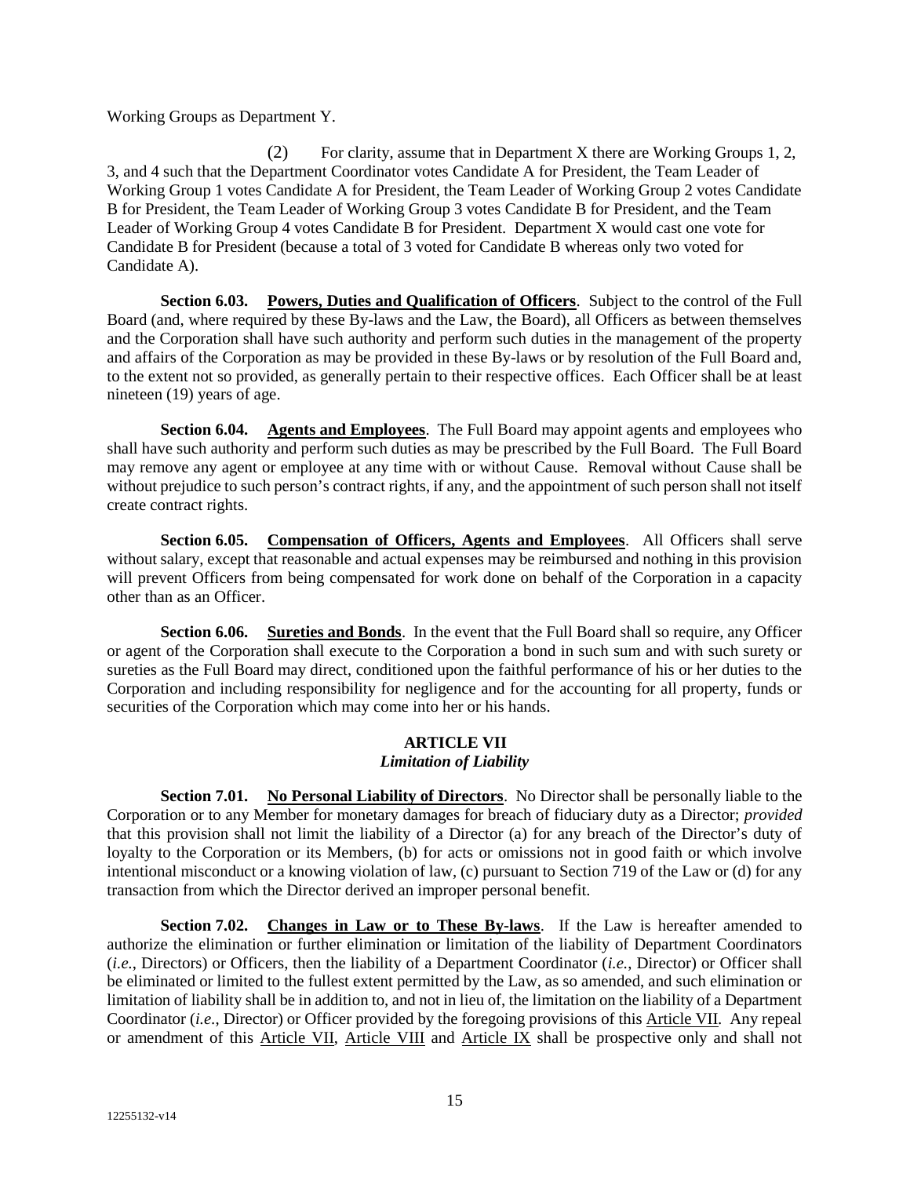Working Groups as Department Y.

(2) For clarity, assume that in Department X there are Working Groups 1, 2, 3, and 4 such that the Department Coordinator votes Candidate A for President, the Team Leader of Working Group 1 votes Candidate A for President, the Team Leader of Working Group 2 votes Candidate B for President, the Team Leader of Working Group 3 votes Candidate B for President, and the Team Leader of Working Group 4 votes Candidate B for President. Department X would cast one vote for Candidate B for President (because a total of 3 voted for Candidate B whereas only two voted for Candidate A).

**Section 6.03. Powers, Duties and Qualification of Officers**. Subject to the control of the Full Board (and, where required by these By-laws and the Law, the Board), all Officers as between themselves and the Corporation shall have such authority and perform such duties in the management of the property and affairs of the Corporation as may be provided in these By-laws or by resolution of the Full Board and, to the extent not so provided, as generally pertain to their respective offices. Each Officer shall be at least nineteen (19) years of age.

**Section 6.04. Agents and Employees**. The Full Board may appoint agents and employees who shall have such authority and perform such duties as may be prescribed by the Full Board. The Full Board may remove any agent or employee at any time with or without Cause. Removal without Cause shall be without prejudice to such person's contract rights, if any, and the appointment of such person shall not itself create contract rights.

**Section 6.05. Compensation of Officers, Agents and Employees**. All Officers shall serve without salary, except that reasonable and actual expenses may be reimbursed and nothing in this provision will prevent Officers from being compensated for work done on behalf of the Corporation in a capacity other than as an Officer.

**Section 6.06. Sureties and Bonds**. In the event that the Full Board shall so require, any Officer or agent of the Corporation shall execute to the Corporation a bond in such sum and with such surety or sureties as the Full Board may direct, conditioned upon the faithful performance of his or her duties to the Corporation and including responsibility for negligence and for the accounting for all property, funds or securities of the Corporation which may come into her or his hands.

## ARTICLE VII
### *Limitation of Liability*

**Section 7.01. No Personal Liability of Directors**. No Director shall be personally liable to the Corporation or to any Member for monetary damages for breach of fiduciary duty as a Director; *provided* that this provision shall not limit the liability of a Director (a) for any breach of the Director's duty of loyalty to the Corporation or its Members, (b) for acts or omissions not in good faith or which involve intentional misconduct or a knowing violation of law, (c) pursuant to Section 719 of the Law or (d) for any transaction from which the Director derived an improper personal benefit.

**Section 7.02. Changes in Law or to These By-laws**. If the Law is hereafter amended to authorize the elimination or further elimination or limitation of the liability of Department Coordinators (*i.e.*, Directors) or Officers, then the liability of a Department Coordinator (*i.e.*, Director) or Officer shall be eliminated or limited to the fullest extent permitted by the Law, as so amended, and such elimination or limitation of liability shall be in addition to, and not in lieu of, the limitation on the liability of a Department Coordinator (*i.e.*, Director) or Officer provided by the foregoing provisions of this Article VII. Any repeal or amendment of this Article VII, Article VIII and Article IX shall be prospective only and shall not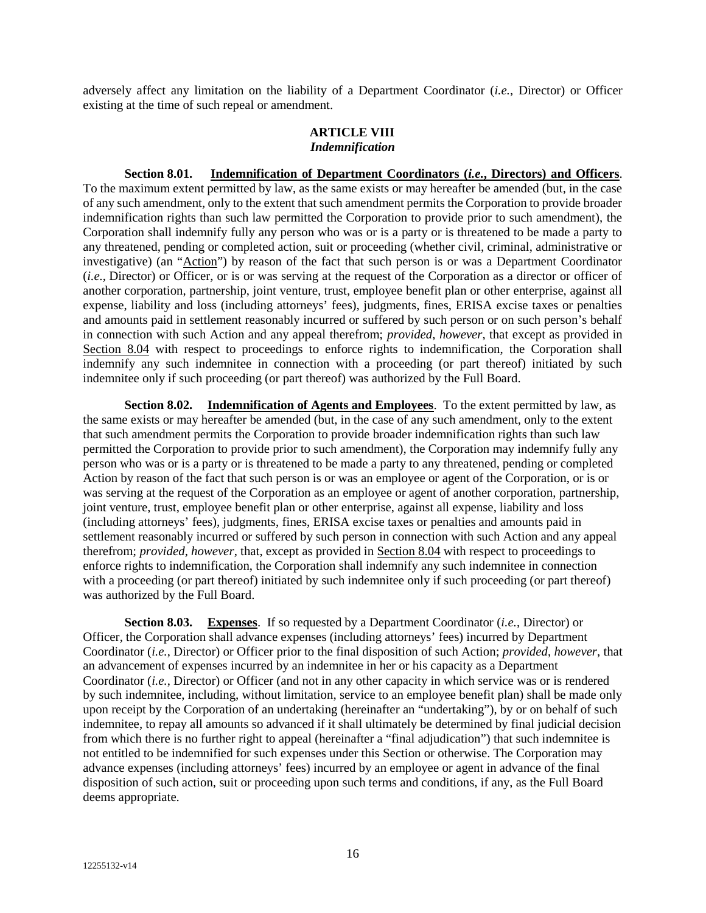adversely affect any limitation on the liability of a Department Coordinator (*i.e.*, Director) or Officer existing at the time of such repeal or amendment.

## ARTICLE VIII
### *Indemnification*

**Section 8.01. Indemnification of Department Coordinators (*i.e.*, Directors) and Officers**. To the maximum extent permitted by law, as the same exists or may hereafter be amended (but, in the case of any such amendment, only to the extent that such amendment permits the Corporation to provide broader indemnification rights than such law permitted the Corporation to provide prior to such amendment), the Corporation shall indemnify fully any person who was or is a party or is threatened to be made a party to any threatened, pending or completed action, suit or proceeding (whether civil, criminal, administrative or investigative) (an "Action") by reason of the fact that such person is or was a Department Coordinator (*i.e.*, Director) or Officer, or is or was serving at the request of the Corporation as a director or officer of another corporation, partnership, joint venture, trust, employee benefit plan or other enterprise, against all expense, liability and loss (including attorneys' fees), judgments, fines, ERISA excise taxes or penalties and amounts paid in settlement reasonably incurred or suffered by such person or on such person's behalf in connection with such Action and any appeal therefrom; *provided*, *however*, that except as provided in Section 8.04 with respect to proceedings to enforce rights to indemnification, the Corporation shall indemnify any such indemnitee in connection with a proceeding (or part thereof) initiated by such indemnitee only if such proceeding (or part thereof) was authorized by the Full Board.

**Section 8.02. Indemnification of Agents and Employees**. To the extent permitted by law, as the same exists or may hereafter be amended (but, in the case of any such amendment, only to the extent that such amendment permits the Corporation to provide broader indemnification rights than such law permitted the Corporation to provide prior to such amendment), the Corporation may indemnify fully any person who was or is a party or is threatened to be made a party to any threatened, pending or completed Action by reason of the fact that such person is or was an employee or agent of the Corporation, or is or was serving at the request of the Corporation as an employee or agent of another corporation, partnership, joint venture, trust, employee benefit plan or other enterprise, against all expense, liability and loss (including attorneys' fees), judgments, fines, ERISA excise taxes or penalties and amounts paid in settlement reasonably incurred or suffered by such person in connection with such Action and any appeal therefrom; *provided*, *however*, that, except as provided in Section 8.04 with respect to proceedings to enforce rights to indemnification, the Corporation shall indemnify any such indemnitee in connection with a proceeding (or part thereof) initiated by such indemnitee only if such proceeding (or part thereof) was authorized by the Full Board.

**Section 8.03. Expenses**. If so requested by a Department Coordinator (*i.e.*, Director) or Officer, the Corporation shall advance expenses (including attorneys' fees) incurred by Department Coordinator (*i.e.*, Director) or Officer prior to the final disposition of such Action; *provided*, *however*, that an advancement of expenses incurred by an indemnitee in her or his capacity as a Department Coordinator (*i.e.*, Director) or Officer (and not in any other capacity in which service was or is rendered by such indemnitee, including, without limitation, service to an employee benefit plan) shall be made only upon receipt by the Corporation of an undertaking (hereinafter an "undertaking"), by or on behalf of such indemnitee, to repay all amounts so advanced if it shall ultimately be determined by final judicial decision from which there is no further right to appeal (hereinafter a "final adjudication") that such indemnitee is not entitled to be indemnified for such expenses under this Section or otherwise. The Corporation may advance expenses (including attorneys' fees) incurred by an employee or agent in advance of the final disposition of such action, suit or proceeding upon such terms and conditions, if any, as the Full Board deems appropriate.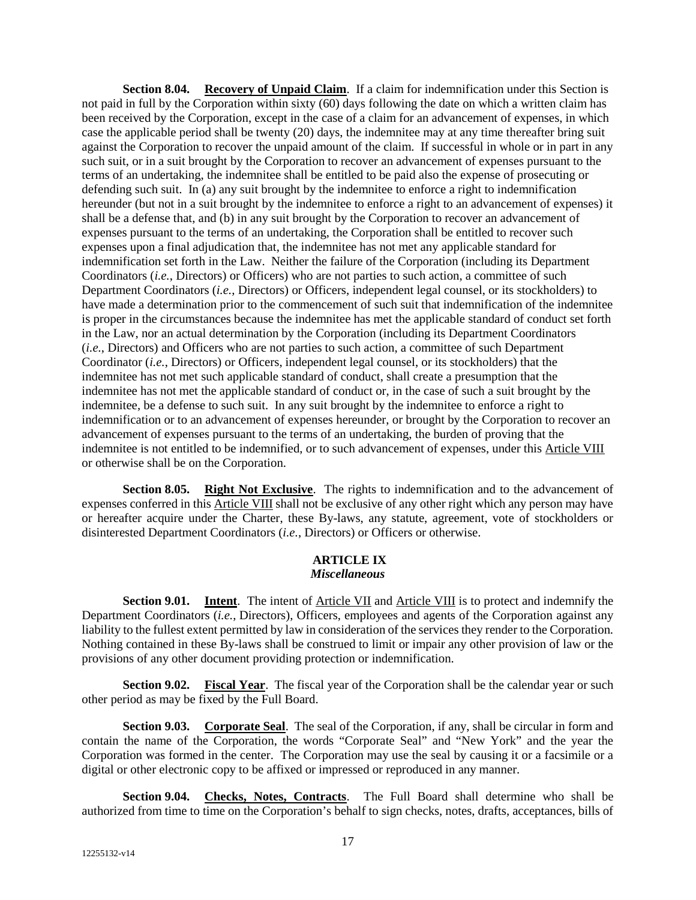**Section 8.04. Recovery of Unpaid Claim**. If a claim for indemnification under this Section is not paid in full by the Corporation within sixty (60) days following the date on which a written claim has been received by the Corporation, except in the case of a claim for an advancement of expenses, in which case the applicable period shall be twenty (20) days, the indemnitee may at any time thereafter bring suit against the Corporation to recover the unpaid amount of the claim. If successful in whole or in part in any such suit, or in a suit brought by the Corporation to recover an advancement of expenses pursuant to the terms of an undertaking, the indemnitee shall be entitled to be paid also the expense of prosecuting or defending such suit. In (a) any suit brought by the indemnitee to enforce a right to indemnification hereunder (but not in a suit brought by the indemnitee to enforce a right to an advancement of expenses) it shall be a defense that, and (b) in any suit brought by the Corporation to recover an advancement of expenses pursuant to the terms of an undertaking, the Corporation shall be entitled to recover such expenses upon a final adjudication that, the indemnitee has not met any applicable standard for indemnification set forth in the Law. Neither the failure of the Corporation (including its Department Coordinators (*i.e.*, Directors) or Officers) who are not parties to such action, a committee of such Department Coordinators (*i.e.*, Directors) or Officers, independent legal counsel, or its stockholders) to have made a determination prior to the commencement of such suit that indemnification of the indemnitee is proper in the circumstances because the indemnitee has met the applicable standard of conduct set forth in the Law, nor an actual determination by the Corporation (including its Department Coordinators (*i.e.*, Directors) and Officers who are not parties to such action, a committee of such Department Coordinator (*i.e.*, Directors) or Officers, independent legal counsel, or its stockholders) that the indemnitee has not met such applicable standard of conduct, shall create a presumption that the indemnitee has not met the applicable standard of conduct or, in the case of such a suit brought by the indemnitee, be a defense to such suit. In any suit brought by the indemnitee to enforce a right to indemnification or to an advancement of expenses hereunder, or brought by the Corporation to recover an advancement of expenses pursuant to the terms of an undertaking, the burden of proving that the indemnitee is not entitled to be indemnified, or to such advancement of expenses, under this Article VIII or otherwise shall be on the Corporation.

**Section 8.05. Right Not Exclusive**. The rights to indemnification and to the advancement of expenses conferred in this Article VIII shall not be exclusive of any other right which any person may have or hereafter acquire under the Charter, these By-laws, any statute, agreement, vote of stockholders or disinterested Department Coordinators (*i.e.*, Directors) or Officers or otherwise.

## ARTICLE IX
### *Miscellaneous*

**Section 9.01. Intent**. The intent of Article VII and Article VIII is to protect and indemnify the Department Coordinators (*i.e.*, Directors), Officers, employees and agents of the Corporation against any liability to the fullest extent permitted by law in consideration of the services they render to the Corporation. Nothing contained in these By-laws shall be construed to limit or impair any other provision of law or the provisions of any other document providing protection or indemnification.

**Section 9.02. Fiscal Year**. The fiscal year of the Corporation shall be the calendar year or such other period as may be fixed by the Full Board.

**Section 9.03. Corporate Seal**. The seal of the Corporation, if any, shall be circular in form and contain the name of the Corporation, the words "Corporate Seal" and "New York" and the year the Corporation was formed in the center. The Corporation may use the seal by causing it or a facsimile or a digital or other electronic copy to be affixed or impressed or reproduced in any manner.

**Section 9.04. Checks, Notes, Contracts**. The Full Board shall determine who shall be authorized from time to time on the Corporation's behalf to sign checks, notes, drafts, acceptances, bills of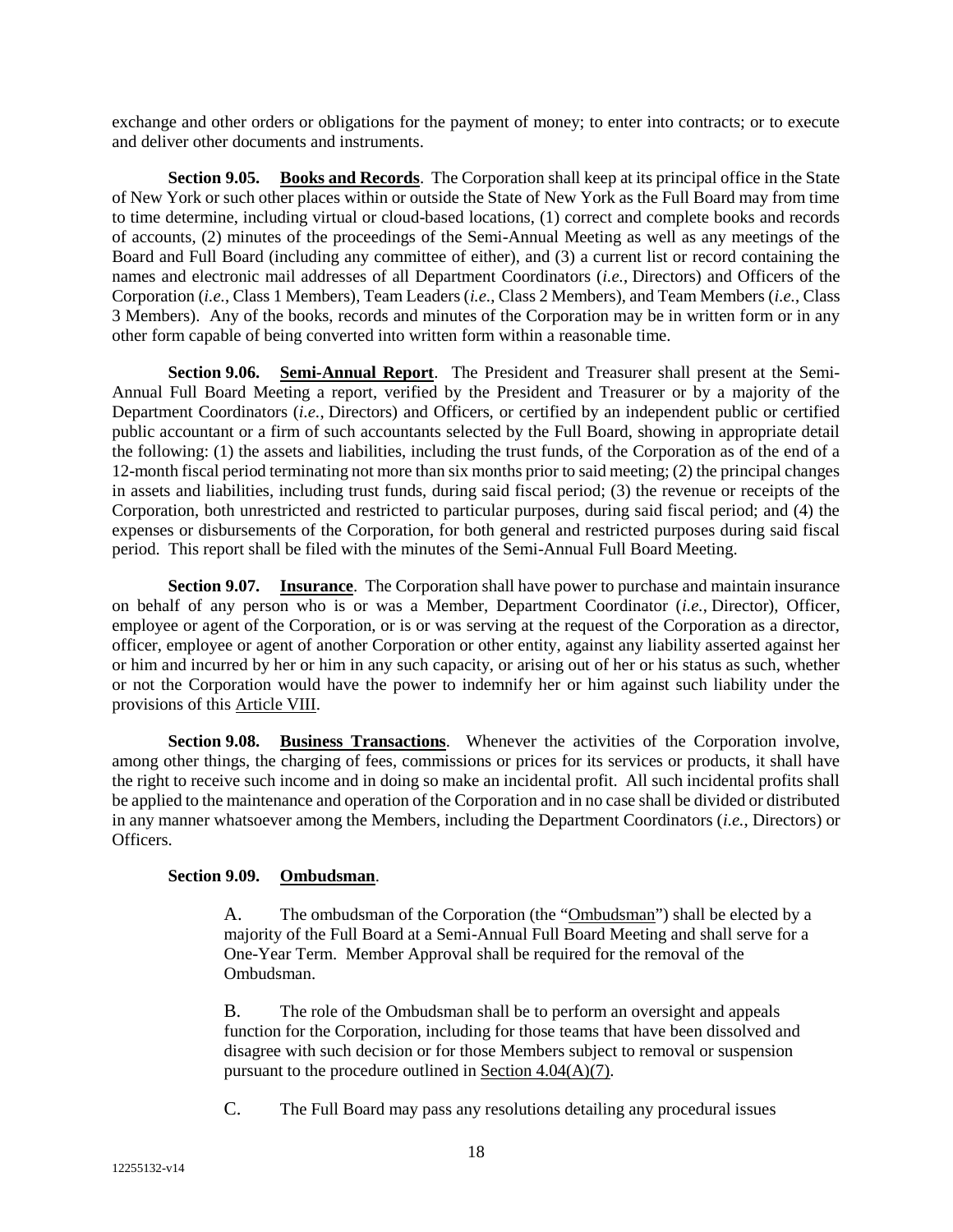exchange and other orders or obligations for the payment of money; to enter into contracts; or to execute and deliver other documents and instruments.

**Section 9.05. Books and Records**. The Corporation shall keep at its principal office in the State of New York or such other places within or outside the State of New York as the Full Board may from time to time determine, including virtual or cloud-based locations, (1) correct and complete books and records of accounts, (2) minutes of the proceedings of the Semi-Annual Meeting as well as any meetings of the Board and Full Board (including any committee of either), and (3) a current list or record containing the names and electronic mail addresses of all Department Coordinators (*i.e.*, Directors) and Officers of the Corporation (*i.e.*, Class 1 Members), Team Leaders (*i.e.*, Class 2 Members), and Team Members (*i.e.*, Class 3 Members). Any of the books, records and minutes of the Corporation may be in written form or in any other form capable of being converted into written form within a reasonable time.

**Section 9.06. Semi-Annual Report**. The President and Treasurer shall present at the Semi-Annual Full Board Meeting a report, verified by the President and Treasurer or by a majority of the Department Coordinators (*i.e.*, Directors) and Officers, or certified by an independent public or certified public accountant or a firm of such accountants selected by the Full Board, showing in appropriate detail the following: (1) the assets and liabilities, including the trust funds, of the Corporation as of the end of a 12-month fiscal period terminating not more than six months prior to said meeting; (2) the principal changes in assets and liabilities, including trust funds, during said fiscal period; (3) the revenue or receipts of the Corporation, both unrestricted and restricted to particular purposes, during said fiscal period; and (4) the expenses or disbursements of the Corporation, for both general and restricted purposes during said fiscal period. This report shall be filed with the minutes of the Semi-Annual Full Board Meeting.

**Section 9.07. Insurance**. The Corporation shall have power to purchase and maintain insurance on behalf of any person who is or was a Member, Department Coordinator (*i.e.*, Director), Officer, employee or agent of the Corporation, or is or was serving at the request of the Corporation as a director, officer, employee or agent of another Corporation or other entity, against any liability asserted against her or him and incurred by her or him in any such capacity, or arising out of her or his status as such, whether or not the Corporation would have the power to indemnify her or him against such liability under the provisions of this Article VIII.

**Section 9.08. Business Transactions**. Whenever the activities of the Corporation involve, among other things, the charging of fees, commissions or prices for its services or products, it shall have the right to receive such income and in doing so make an incidental profit. All such incidental profits shall be applied to the maintenance and operation of the Corporation and in no case shall be divided or distributed in any manner whatsoever among the Members, including the Department Coordinators (*i.e.*, Directors) or Officers.

**Section 9.09. Ombudsman**.

A. The ombudsman of the Corporation (the "Ombudsman") shall be elected by a majority of the Full Board at a Semi-Annual Full Board Meeting and shall serve for a One-Year Term. Member Approval shall be required for the removal of the Ombudsman.

B. The role of the Ombudsman shall be to perform an oversight and appeals function for the Corporation, including for those teams that have been dissolved and disagree with such decision or for those Members subject to removal or suspension pursuant to the procedure outlined in Section 4.04(A)(7).

C. The Full Board may pass any resolutions detailing any procedural issues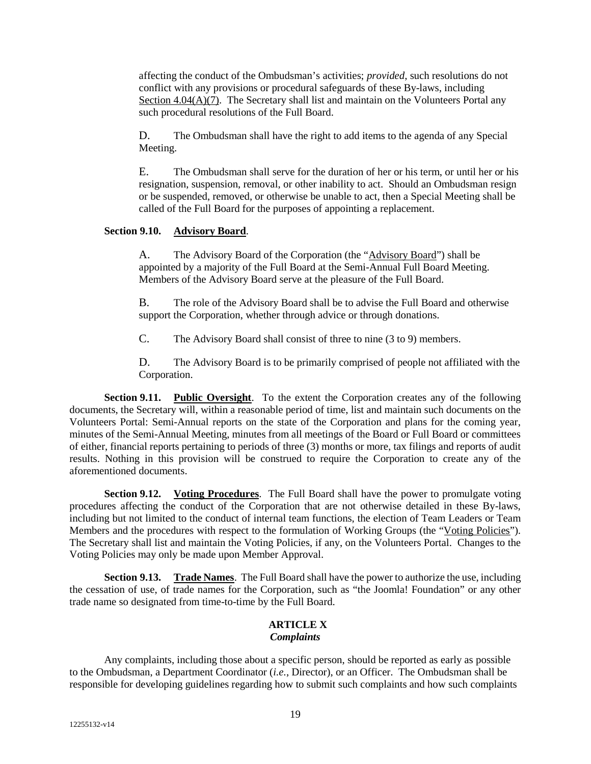affecting the conduct of the Ombudsman's activities; *provided*, such resolutions do not conflict with any provisions or procedural safeguards of these By-laws, including Section 4.04(A)(7). The Secretary shall list and maintain on the Volunteers Portal any such procedural resolutions of the Full Board.

D. The Ombudsman shall have the right to add items to the agenda of any Special Meeting.

E. The Ombudsman shall serve for the duration of her or his term, or until her or his resignation, suspension, removal, or other inability to act. Should an Ombudsman resign or be suspended, removed, or otherwise be unable to act, then a Special Meeting shall be called of the Full Board for the purposes of appointing a replacement.

**Section 9.10. Advisory Board**.

A. The Advisory Board of the Corporation (the "Advisory Board") shall be appointed by a majority of the Full Board at the Semi-Annual Full Board Meeting. Members of the Advisory Board serve at the pleasure of the Full Board.

B. The role of the Advisory Board shall be to advise the Full Board and otherwise support the Corporation, whether through advice or through donations.

C. The Advisory Board shall consist of three to nine (3 to 9) members.

D. The Advisory Board is to be primarily comprised of people not affiliated with the Corporation.

**Section 9.11. Public Oversight**. To the extent the Corporation creates any of the following documents, the Secretary will, within a reasonable period of time, list and maintain such documents on the Volunteers Portal: Semi-Annual reports on the state of the Corporation and plans for the coming year, minutes of the Semi-Annual Meeting, minutes from all meetings of the Board or Full Board or committees of either, financial reports pertaining to periods of three (3) months or more, tax filings and reports of audit results. Nothing in this provision will be construed to require the Corporation to create any of the aforementioned documents.

**Section 9.12. Voting Procedures**. The Full Board shall have the power to promulgate voting procedures affecting the conduct of the Corporation that are not otherwise detailed in these By-laws, including but not limited to the conduct of internal team functions, the election of Team Leaders or Team Members and the procedures with respect to the formulation of Working Groups (the "Voting Policies"). The Secretary shall list and maintain the Voting Policies, if any, on the Volunteers Portal. Changes to the Voting Policies may only be made upon Member Approval.

**Section 9.13. Trade Names**. The Full Board shall have the power to authorize the use, including the cessation of use, of trade names for the Corporation, such as "the Joomla! Foundation" or any other trade name so designated from time-to-time by the Full Board.

## ARTICLE X
### *Complaints*

Any complaints, including those about a specific person, should be reported as early as possible to the Ombudsman, a Department Coordinator (*i.e.*, Director), or an Officer. The Ombudsman shall be responsible for developing guidelines regarding how to submit such complaints and how such complaints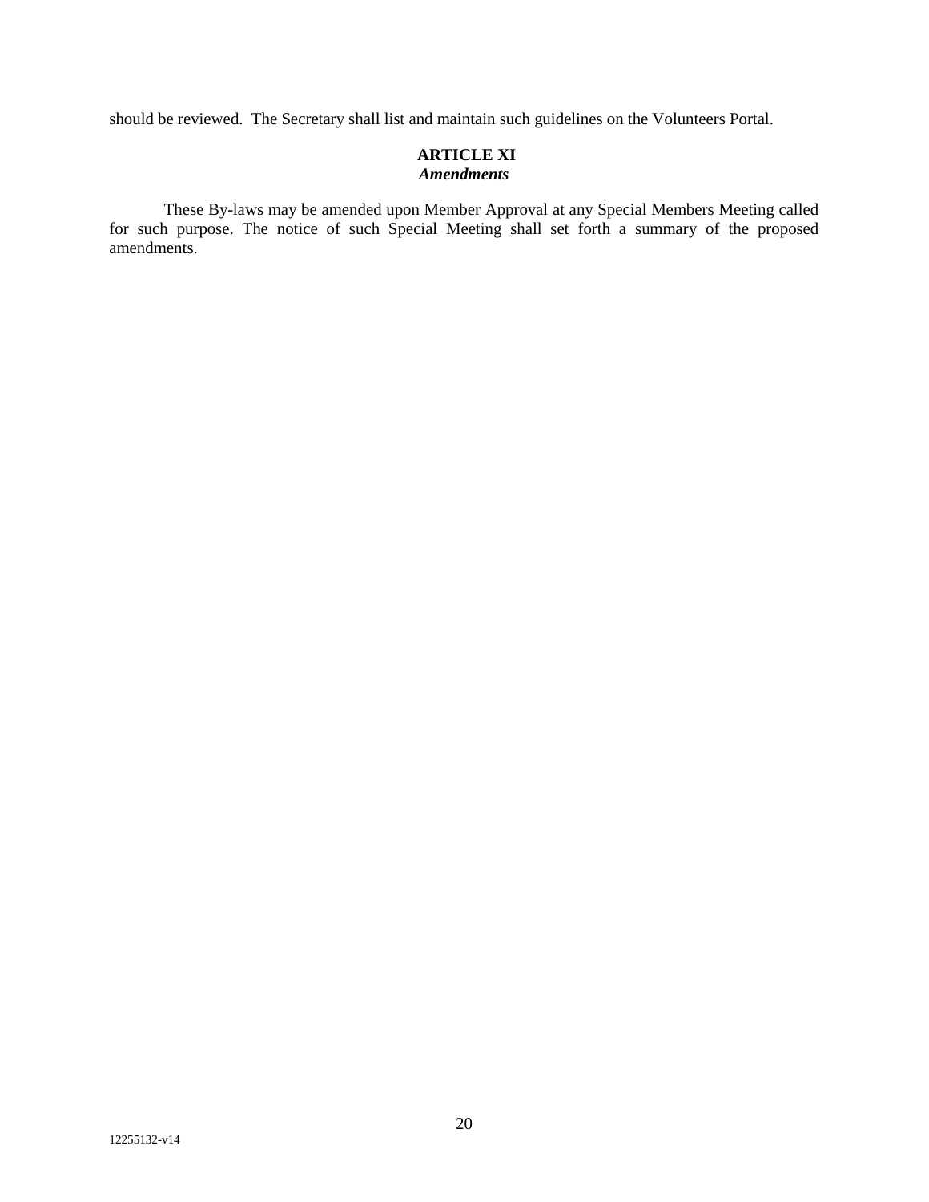should be reviewed. The Secretary shall list and maintain such guidelines on the Volunteers Portal.

## ARTICLE XI
### *Amendments*

These By-laws may be amended upon Member Approval at any Special Members Meeting called for such purpose. The notice of such Special Meeting shall set forth a summary of the proposed amendments.